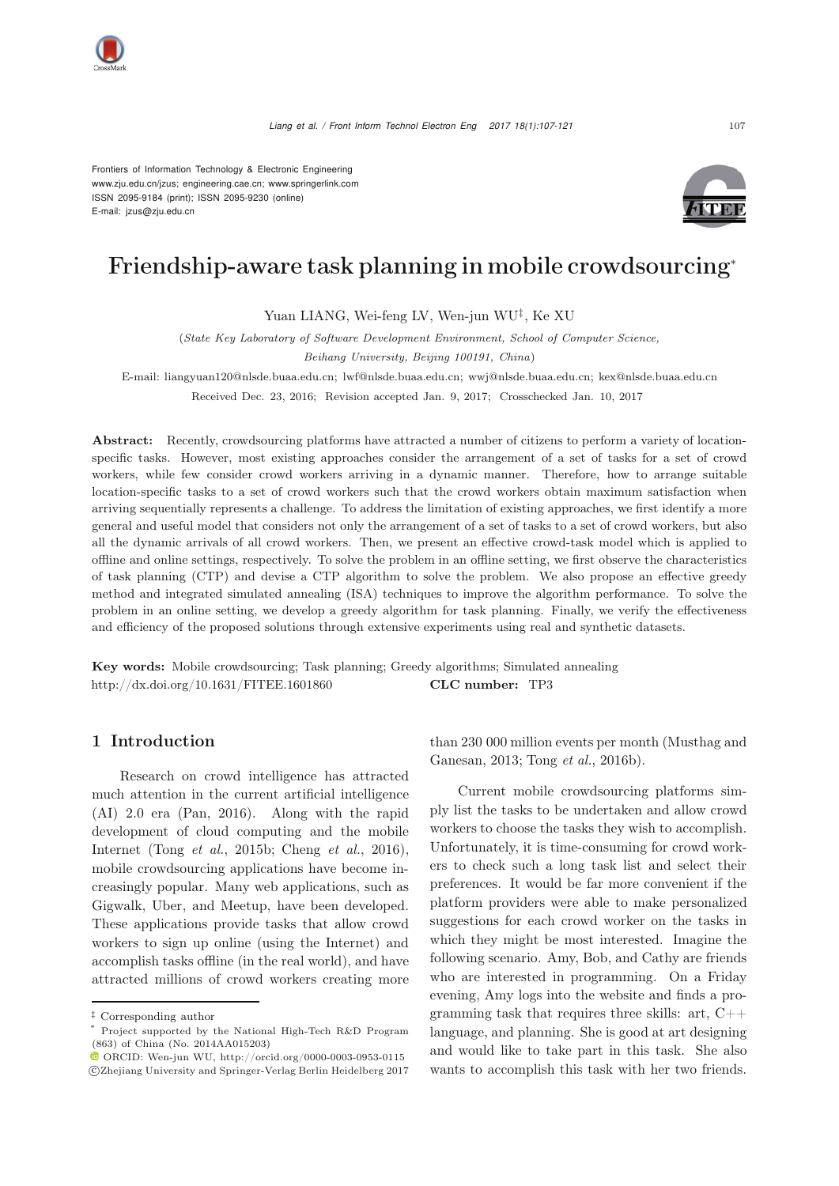Frontiers of Information Technology & Electronic Engineering
www.zju.edu.cn/jzus; engineering.cae.cn; www.springerlink.com
ISSN 2095-9184 (print); ISSN 2095-9230 (online)
E-mail: jzus@zju.edu.cn

# Friendship-aware task planning in mobile crowdsourcing*

Yuan LIANG, Wei-feng LV, Wen-jun WU‡, Ke XU

(*State Key Laboratory of Software Development Environment, School of Computer Science, Beihang University, Beijing 100191, China*)

E-mail: liangyuan120@nlsde.buaa.edu.cn; lwf@nlsde.buaa.edu.cn; wwj@nlsde.buaa.edu.cn; kex@nlsde.buaa.edu.cn

Received Dec. 23, 2016; Revision accepted Jan. 9, 2017; Crosschecked Jan. 10, 2017

**Abstract:** Recently, crowdsourcing platforms have attracted a number of citizens to perform a variety of location-specific tasks. However, most existing approaches consider the arrangement of a set of tasks for a set of crowd workers, while few consider crowd workers arriving in a dynamic manner. Therefore, how to arrange suitable location-specific tasks to a set of crowd workers such that the crowd workers obtain maximum satisfaction when arriving sequentially represents a challenge. To address the limitation of existing approaches, we first identify a more general and useful model that considers not only the arrangement of a set of tasks to a set of crowd workers, but also all the dynamic arrivals of all crowd workers. Then, we present an effective crowd-task model which is applied to offline and online settings, respectively. To solve the problem in an offline setting, we first observe the characteristics of task planning (CTP) and devise a CTP algorithm to solve the problem. We also propose an effective greedy method and integrated simulated annealing (ISA) techniques to improve the algorithm performance. To solve the problem in an online setting, we develop a greedy algorithm for task planning. Finally, we verify the effectiveness and efficiency of the proposed solutions through extensive experiments using real and synthetic datasets.

**Key words:** Mobile crowdsourcing; Task planning; Greedy algorithms; Simulated annealing
http://dx.doi.org/10.1631/FITEE.1601860 **CLC number:** TP3

## 1 Introduction

Research on crowd intelligence has attracted much attention in the current artificial intelligence (AI) 2.0 era (Pan, 2016). Along with the rapid development of cloud computing and the mobile Internet (Tong *et al.*, 2015b; Cheng *et al.*, 2016), mobile crowdsourcing applications have become increasingly popular. Many web applications, such as Gigwalk, Uber, and Meetup, have been developed. These applications provide tasks that allow crowd workers to sign up online (using the Internet) and accomplish tasks offline (in the real world), and have attracted millions of crowd workers creating more than 230 000 million events per month (Musthag and Ganesan, 2013; Tong *et al.*, 2016b).

Current mobile crowdsourcing platforms simply list the tasks to be undertaken and allow crowd workers to choose the tasks they wish to accomplish. Unfortunately, it is time-consuming for crowd workers to check such a long task list and select their preferences. It would be far more convenient if the platform providers were able to make personalized suggestions for each crowd worker on the tasks in which they might be most interested. Imagine the following scenario. Amy, Bob, and Cathy are friends who are interested in programming. On a Friday evening, Amy logs into the website and finds a programming task that requires three skills: art, C++ language, and planning. She is good at art designing and would like to take part in this task. She also wants to accomplish this task with her two friends.

‡ Corresponding author

\* Project supported by the National High-Tech R&D Program (863) of China (No. 2014AA015203)

ORCID: Wen-jun WU, http://orcid.org/0000-0003-0953-0115

©Zhejiang University and Springer-Verlag Berlin Heidelberg 2017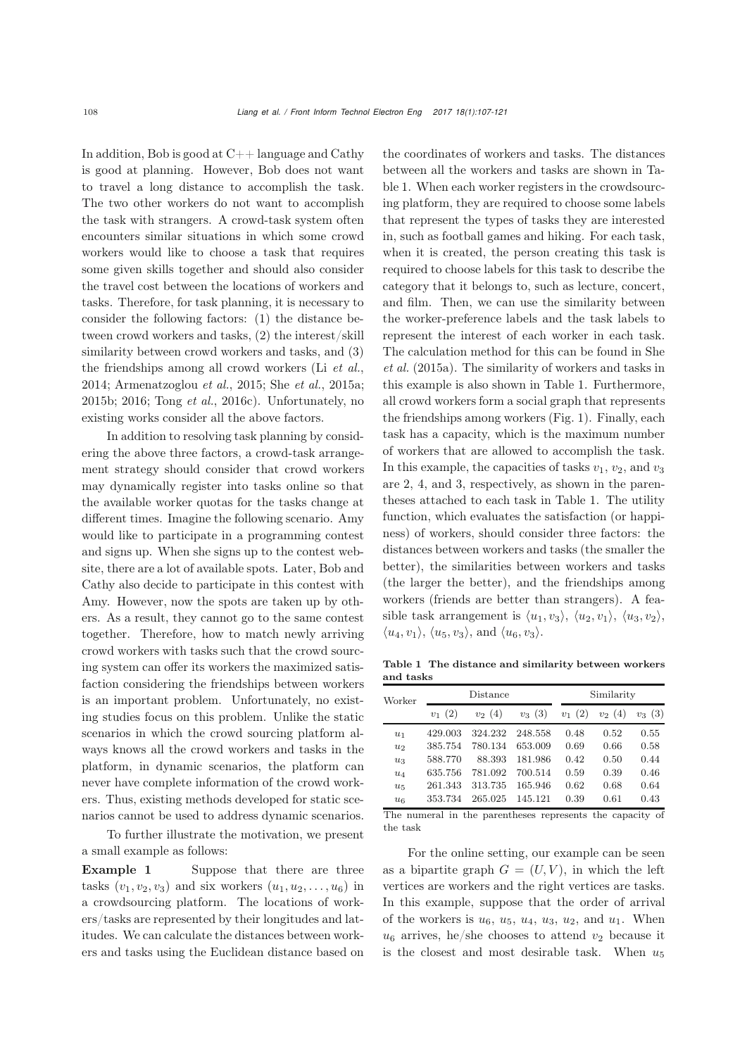In addition, Bob is good at C++ language and Cathy is good at planning. However, Bob does not want to travel a long distance to accomplish the task. The two other workers do not want to accomplish the task with strangers. A crowd-task system often encounters similar situations in which some crowd workers would like to choose a task that requires some given skills together and should also consider the travel cost between the locations of workers and tasks. Therefore, for task planning, it is necessary to consider the following factors: (1) the distance between crowd workers and tasks, (2) the interest/skill similarity between crowd workers and tasks, and (3) the friendships among all crowd workers (Li *et al.*, 2014; Armenatzoglou *et al.*, 2015; She *et al.*, 2015a; 2015b; 2016; Tong *et al.*, 2016c). Unfortunately, no existing works consider all the above factors.

In addition to resolving task planning by considering the above three factors, a crowd-task arrangement strategy should consider that crowd workers may dynamically register into tasks online so that the available worker quotas for the tasks change at different times. Imagine the following scenario. Amy would like to participate in a programming contest and signs up. When she signs up to the contest website, there are a lot of available spots. Later, Bob and Cathy also decide to participate in this contest with Amy. However, now the spots are taken up by others. As a result, they cannot go to the same contest together. Therefore, how to match newly arriving crowd workers with tasks such that the crowd sourcing system can offer its workers the maximized satisfaction considering the friendships between workers is an important problem. Unfortunately, no existing studies focus on this problem. Unlike the static scenarios in which the crowd sourcing platform always knows all the crowd workers and tasks in the platform, in dynamic scenarios, the platform can never have complete information of the crowd workers. Thus, existing methods developed for static scenarios cannot be used to address dynamic scenarios.

To further illustrate the motivation, we present a small example as follows:

**Example 1** Suppose that there are three tasks ($v_1, v_2, v_3$) and six workers ($u_1, u_2, \ldots, u_6$) in a crowdsourcing platform. The locations of workers/tasks are represented by their longitudes and latitudes. We can calculate the distances between workers and tasks using the Euclidean distance based on the coordinates of workers and tasks. The distances between all the workers and tasks are shown in Table 1. When each worker registers in the crowdsourcing platform, they are required to choose some labels that represent the types of tasks they are interested in, such as football games and hiking. For each task, when it is created, the person creating this task is required to choose labels for this task to describe the category that it belongs to, such as lecture, concert, and film. Then, we can use the similarity between the worker-preference labels and the task labels to represent the interest of each worker in each task. The calculation method for this can be found in She *et al.* (2015a). The similarity of workers and tasks in this example is also shown in Table 1. Furthermore, all crowd workers form a social graph that represents the friendships among workers (Fig. 1). Finally, each task has a capacity, which is the maximum number of workers that are allowed to accomplish the task. In this example, the capacities of tasks $v_1$, $v_2$, and $v_3$ are 2, 4, and 3, respectively, as shown in the parentheses attached to each task in Table 1. The utility function, which evaluates the satisfaction (or happiness) of workers, should consider three factors: the distances between workers and tasks (the smaller the better), the similarities between workers and tasks (the larger the better), and the friendships among workers (friends are better than strangers). A feasible task arrangement is $\langle u_1, v_3\rangle$, $\langle u_2, v_1\rangle$, $\langle u_3, v_2\rangle$, $\langle u_4, v_1\rangle$, $\langle u_5, v_3\rangle$, and $\langle u_6, v_3\rangle$.

**Table 1 The distance and similarity between workers and tasks**

| Worker | Distance | | | Similarity | | |
|---|---|---|---|---|---|---|
| | $v_1$ (2) | $v_2$ (4) | $v_3$ (3) | $v_1$ (2) | $v_2$ (4) | $v_3$ (3) |
| $u_1$ | 429.003 | 324.232 | 248.558 | 0.48 | 0.52 | 0.55 |
| $u_2$ | 385.754 | 780.134 | 653.009 | 0.69 | 0.66 | 0.58 |
| $u_3$ | 588.770 | 88.393 | 181.986 | 0.42 | 0.50 | 0.44 |
| $u_4$ | 635.756 | 781.092 | 700.514 | 0.59 | 0.39 | 0.46 |
| $u_5$ | 261.343 | 313.735 | 165.946 | 0.62 | 0.68 | 0.64 |
| $u_6$ | 353.734 | 265.025 | 145.121 | 0.39 | 0.61 | 0.43 |

The numeral in the parentheses represents the capacity of the task

For the online setting, our example can be seen as a bipartite graph $G = (U, V)$, in which the left vertices are workers and the right vertices are tasks. In this example, suppose that the order of arrival of the workers is $u_6$, $u_5$, $u_4$, $u_3$, $u_2$, and $u_1$. When $u_6$ arrives, he/she chooses to attend $v_2$ because it is the closest and most desirable task. When $u_5$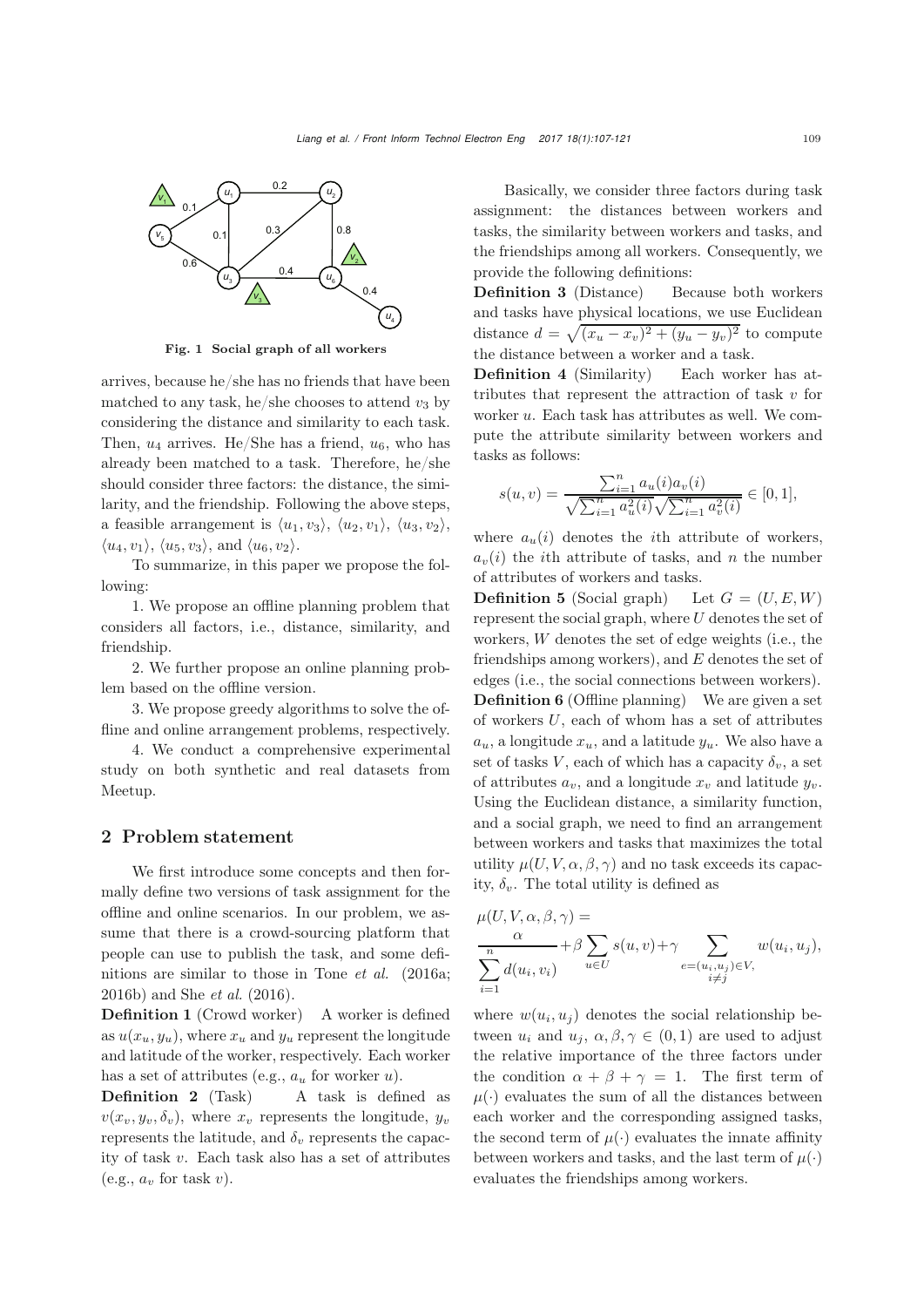Fig. 1 Social graph of all workers

arrives, because he/she has no friends that have been matched to any task, he/she chooses to attend $v_3$ by considering the distance and similarity to each task. Then, $u_4$ arrives. He/She has a friend, $u_6$, who has already been matched to a task. Therefore, he/she should consider three factors: the distance, the similarity, and the friendship. Following the above steps, a feasible arrangement is $\langle u_1, v_3\rangle$, $\langle u_2, v_1\rangle$, $\langle u_3, v_2\rangle$, $\langle u_4, v_1\rangle$, $\langle u_5, v_3\rangle$, and $\langle u_6, v_2\rangle$.

To summarize, in this paper we propose the following:

1. We propose an offline planning problem that considers all factors, i.e., distance, similarity, and friendship.

2. We further propose an online planning problem based on the offline version.

3. We propose greedy algorithms to solve the offline and online arrangement problems, respectively.

4. We conduct a comprehensive experimental study on both synthetic and real datasets from Meetup.

## 2 Problem statement

We first introduce some concepts and then formally define two versions of task assignment for the offline and online scenarios. In our problem, we assume that there is a crowd-sourcing platform that people can use to publish the task, and some definitions are similar to those in Tone *et al.* (2016a; 2016b) and She *et al.* (2016).

**Definition 1** (Crowd worker) A worker is defined as $u(x_u, y_u)$, where $x_u$ and $y_u$ represent the longitude and latitude of the worker, respectively. Each worker has a set of attributes (e.g., $a_u$ for worker $u$).

**Definition 2** (Task) A task is defined as $v(x_v, y_v, \delta_v)$, where $x_v$ represents the longitude, $y_v$ represents the latitude, and $\delta_v$ represents the capacity of task $v$. Each task also has a set of attributes (e.g., $a_v$ for task $v$).

Basically, we consider three factors during task assignment: the distances between workers and tasks, the similarity between workers and tasks, and the friendships among all workers. Consequently, we provide the following definitions:

**Definition 3** (Distance) Because both workers and tasks have physical locations, we use Euclidean distance $d = \sqrt{(x_u - x_v)^2 + (y_u - y_v)^2}$ to compute the distance between a worker and a task.

**Definition 4** (Similarity) Each worker has attributes that represent the attraction of task $v$ for worker $u$. Each task has attributes as well. We compute the attribute similarity between workers and tasks as follows:

$$s(u, v) = \frac{\sum_{i=1}^{n} a_u(i) a_v(i)}{\sqrt{\sum_{i=1}^{n} a_u^2(i)}\sqrt{\sum_{i=1}^{n} a_v^2(i)}} \in [0, 1],$$

where $a_u(i)$ denotes the $i$th attribute of workers, $a_v(i)$ the $i$th attribute of tasks, and $n$ the number of attributes of workers and tasks.

**Definition 5** (Social graph) Let $G = (U, E, W)$ represent the social graph, where $U$ denotes the set of workers, $W$ denotes the set of edge weights (i.e., the friendships among workers), and $E$ denotes the set of edges (i.e., the social connections between workers).

**Definition 6** (Offline planning) We are given a set of workers $U$, each of whom has a set of attributes $a_u$, a longitude $x_u$, and a latitude $y_u$. We also have a set of tasks $V$, each of which has a capacity $\delta_v$, a set of attributes $a_v$, and a longitude $x_v$ and latitude $y_v$. Using the Euclidean distance, a similarity function, and a social graph, we need to find an arrangement between workers and tasks that maximizes the total utility $\mu(U, V, \alpha, \beta, \gamma)$ and no task exceeds its capacity, $\delta_v$. The total utility is defined as

$$\mu(U, V, \alpha, \beta, \gamma) = \frac{\alpha}{\sum_{i=1}^{n} d(u_i, v_i)} + \beta \sum_{u \in U} s(u, v) + \gamma \sum_{\substack{e=(u_i, u_j) \in V, \\ i \neq j}} w(u_i, u_j),$$

where $w(u_i, u_j)$ denotes the social relationship between $u_i$ and $u_j$, $\alpha, \beta, \gamma \in (0, 1)$ are used to adjust the relative importance of the three factors under the condition $\alpha + \beta + \gamma = 1$. The first term of $\mu(\cdot)$ evaluates the sum of all the distances between each worker and the corresponding assigned tasks, the second term of $\mu(\cdot)$ evaluates the innate affinity between workers and tasks, and the last term of $\mu(\cdot)$ evaluates the friendships among workers.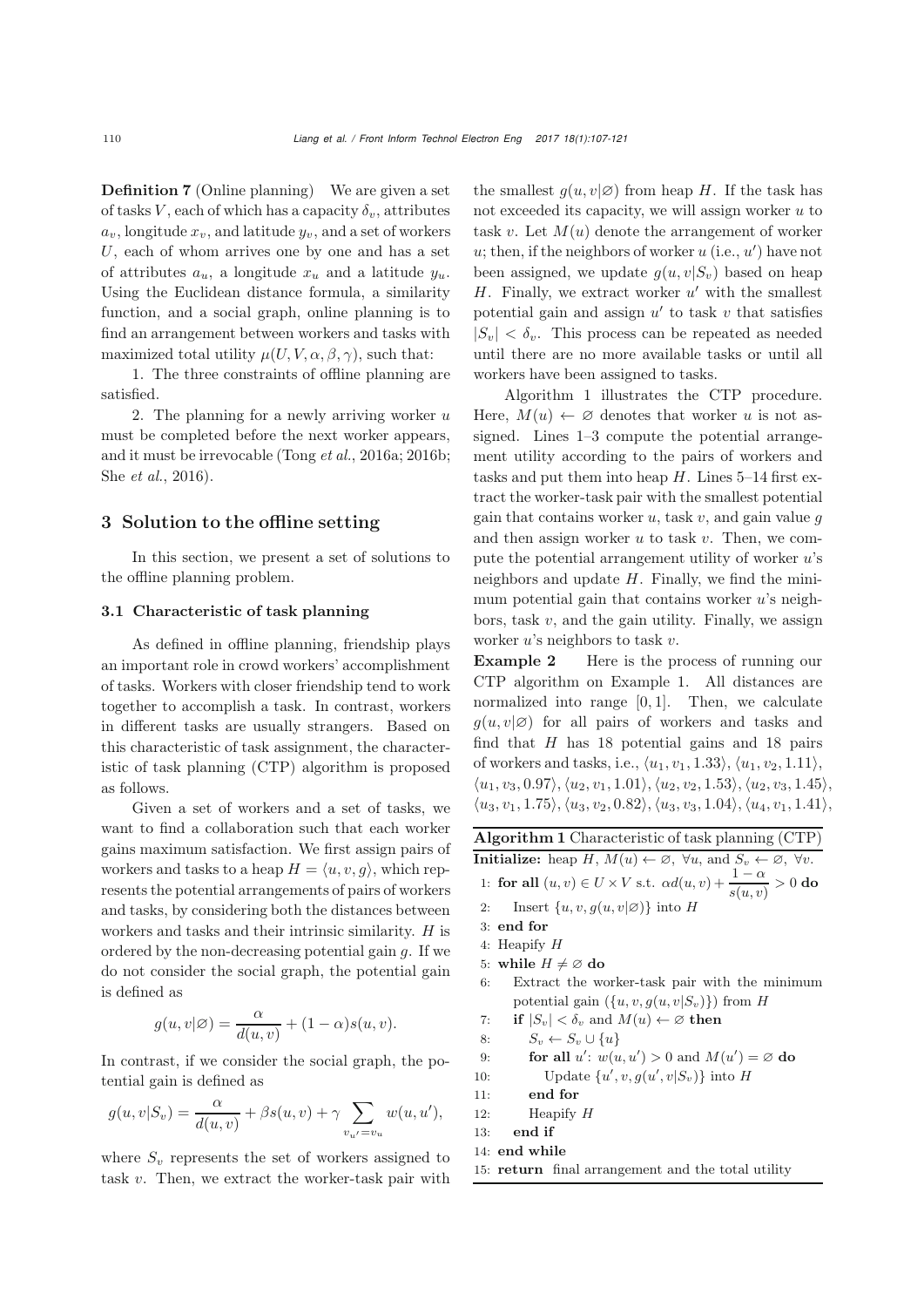**Definition 7** (Online planning) We are given a set of tasks $V$, each of which has a capacity $\delta_v$, attributes $a_v$, longitude $x_v$, and latitude $y_v$, and a set of workers $U$, each of whom arrives one by one and has a set of attributes $a_u$, a longitude $x_u$ and a latitude $y_u$. Using the Euclidean distance formula, a similarity function, and a social graph, online planning is to find an arrangement between workers and tasks with maximized total utility $\mu(U, V, \alpha, \beta, \gamma)$, such that:

1. The three constraints of offline planning are satisfied.

2. The planning for a newly arriving worker $u$ must be completed before the next worker appears, and it must be irrevocable (Tong *et al.*, 2016a; 2016b; She *et al.*, 2016).

## 3 Solution to the offline setting

In this section, we present a set of solutions to the offline planning problem.

### 3.1 Characteristic of task planning

As defined in offline planning, friendship plays an important role in crowd workers' accomplishment of tasks. Workers with closer friendship tend to work together to accomplish a task. In contrast, workers in different tasks are usually strangers. Based on this characteristic of task assignment, the characteristic of task planning (CTP) algorithm is proposed as follows.

Given a set of workers and a set of tasks, we want to find a collaboration such that each worker gains maximum satisfaction. We first assign pairs of workers and tasks to a heap $H = \langle u, v, g \rangle$, which represents the potential arrangements of pairs of workers and tasks, by considering both the distances between workers and tasks and their intrinsic similarity. $H$ is ordered by the non-decreasing potential gain $g$. If we do not consider the social graph, the potential gain is defined as

$$g(u, v|\varnothing) = \frac{\alpha}{d(u, v)} + (1 - \alpha)s(u, v).$$

In contrast, if we consider the social graph, the potential gain is defined as

$$g(u, v|S_v) = \frac{\alpha}{d(u, v)} + \beta s(u, v) + \gamma \sum_{v_{u'} = v_u} w(u, u'),$$

where $S_v$ represents the set of workers assigned to task $v$. Then, we extract the worker-task pair with the smallest $g(u, v|\varnothing)$ from heap $H$. If the task has not exceeded its capacity, we will assign worker $u$ to task $v$. Let $M(u)$ denote the arrangement of worker $u$; then, if the neighbors of worker $u$ (i.e., $u'$) have not been assigned, we update $g(u, v|S_v)$ based on heap $H$. Finally, we extract worker $u'$ with the smallest potential gain and assign $u'$ to task $v$ that satisfies $|S_v| < \delta_v$. This process can be repeated as needed until there are no more available tasks or until all workers have been assigned to tasks.

Algorithm 1 illustrates the CTP procedure. Here, $M(u) \leftarrow \varnothing$ denotes that worker $u$ is not assigned. Lines 1–3 compute the potential arrangement utility according to the pairs of workers and tasks and put them into heap $H$. Lines 5–14 first extract the worker-task pair with the smallest potential gain that contains worker $u$, task $v$, and gain value $g$ and then assign worker $u$ to task $v$. Then, we compute the potential arrangement utility of worker $u$'s neighbors and update $H$. Finally, we find the minimum potential gain that contains worker $u$'s neighbors, task $v$, and the gain utility. Finally, we assign worker $u$'s neighbors to task $v$.

**Example 2** Here is the process of running our CTP algorithm on Example 1. All distances are normalized into range $[0, 1]$. Then, we calculate $g(u, v|\varnothing)$ for all pairs of workers and tasks and find that $H$ has 18 potential gains and 18 pairs of workers and tasks, i.e., $\langle u_1, v_1, 1.33 \rangle$, $\langle u_1, v_2, 1.11 \rangle$, $\langle u_1, v_3, 0.97 \rangle$, $\langle u_2, v_1, 1.01 \rangle$, $\langle u_2, v_2, 1.53 \rangle$, $\langle u_2, v_3, 1.45 \rangle$, $\langle u_3, v_1, 1.75 \rangle$, $\langle u_3, v_2, 0.82 \rangle$, $\langle u_3, v_3, 1.04 \rangle$, $\langle u_4, v_1, 1.41 \rangle$,

**Algorithm 1** Characteristic of task planning (CTP)

```
Initialize: heap H, M(u) ← ∅, ∀u, and S_v ← ∅, ∀v.
1:  for all (u, v) ∈ U × V s.t. αd(u, v) + (1 − α)/s(u, v) > 0 do
2:      Insert {u, v, g(u, v|∅)} into H
3:  end for
4:  Heapify H
5:  while H ≠ ∅ do
6:      Extract the worker-task pair with the minimum
        potential gain ({u, v, g(u, v|S_v)}) from H
7:      if |S_v| < δ_v and M(u) ← ∅ then
8:          S_v ← S_v ∪ {u}
9:          for all u': w(u, u') > 0 and M(u') = ∅ do
10:             Update {u', v, g(u', v|S_v)} into H
11:         end for
12:         Heapify H
13:     end if
14: end while
15: return final arrangement and the total utility
```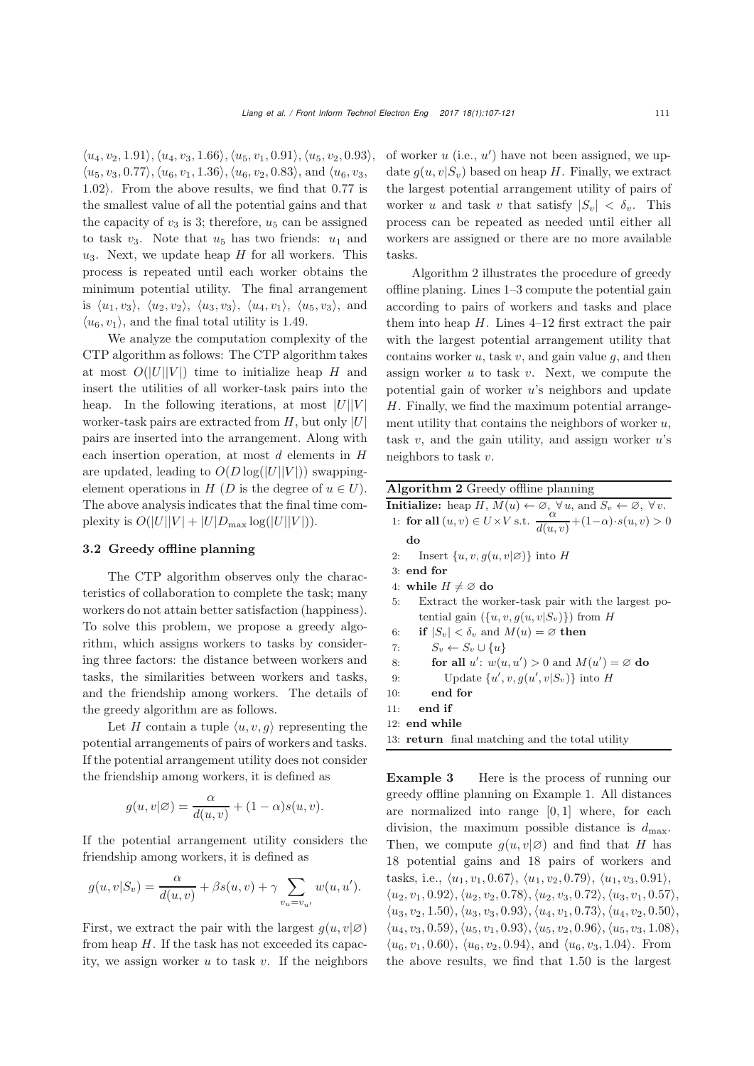$\langle u_4, v_2, 1.91\rangle, \langle u_4, v_3, 1.66\rangle, \langle u_5, v_1, 0.91\rangle, \langle u_5, v_2, 0.93\rangle$, $\langle u_5, v_3, 0.77\rangle, \langle u_6, v_1, 1.36\rangle, \langle u_6, v_2, 0.83\rangle$, and $\langle u_6, v_3, 1.02\rangle$. From the above results, we find that 0.77 is the smallest value of all the potential gains and that the capacity of $v_3$ is 3; therefore, $u_5$ can be assigned to task $v_3$. Note that $u_5$ has two friends: $u_1$ and $u_3$. Next, we update heap $H$ for all workers. This process is repeated until each worker obtains the minimum potential utility. The final arrangement is $\langle u_1, v_3\rangle$, $\langle u_2, v_2\rangle$, $\langle u_3, v_3\rangle$, $\langle u_4, v_1\rangle$, $\langle u_5, v_3\rangle$, and $\langle u_6, v_1\rangle$, and the final total utility is 1.49.

We analyze the computation complexity of the CTP algorithm as follows: The CTP algorithm takes at most $O(|U||V|)$ time to initialize heap $H$ and insert the utilities of all worker-task pairs into the heap. In the following iterations, at most $|U||V|$ worker-task pairs are extracted from $H$, but only $|U|$ pairs are inserted into the arrangement. Along with each insertion operation, at most $d$ elements in $H$ are updated, leading to $O(D\log(|U||V|))$ swapping-element operations in $H$ ($D$ is the degree of $u \in U$). The above analysis indicates that the final time complexity is $O(|U||V| + |U|D_{\max}\log(|U||V|))$.

### 3.2 Greedy offline planning

The CTP algorithm observes only the characteristics of collaboration to complete the task; many workers do not attain better satisfaction (happiness). To solve this problem, we propose a greedy algorithm, which assigns workers to tasks by considering three factors: the distance between workers and tasks, the similarities between workers and tasks, and the friendship among workers. The details of the greedy algorithm are as follows.

Let $H$ contain a tuple $\langle u, v, g\rangle$ representing the potential arrangements of pairs of workers and tasks. If the potential arrangement utility does not consider the friendship among workers, it is defined as

$$g(u, v|\varnothing) = \frac{\alpha}{d(u, v)} + (1-\alpha)s(u, v).$$

If the potential arrangement utility considers the friendship among workers, it is defined as

$$g(u, v|S_v) = \frac{\alpha}{d(u, v)} + \beta s(u, v) + \gamma \sum_{v_u = v_{u'}} w(u, u').$$

First, we extract the pair with the largest $g(u, v|\varnothing)$ from heap $H$. If the task has not exceeded its capacity, we assign worker $u$ to task $v$. If the neighbors of worker $u$ (i.e., $u'$) have not been assigned, we update $g(u, v|S_v)$ based on heap $H$. Finally, we extract the largest potential arrangement utility of pairs of worker $u$ and task $v$ that satisfy $|S_v| < \delta_v$. This process can be repeated as needed until either all workers are assigned or there are no more available tasks.

Algorithm 2 illustrates the procedure of greedy offline planing. Lines 1–3 compute the potential gain according to pairs of workers and tasks and place them into heap $H$. Lines 4–12 first extract the pair with the largest potential arrangement utility that contains worker $u$, task $v$, and gain value $g$, and then assign worker $u$ to task $v$. Next, we compute the potential gain of worker $u$'s neighbors and update $H$. Finally, we find the maximum potential arrangement utility that contains the neighbors of worker $u$, task $v$, and the gain utility, and assign worker $u$'s neighbors to task $v$.

**Algorithm 2** Greedy offline planning

```
Initialize: heap H, M(u) ← ∅, ∀u, and S_v ← ∅, ∀v.
1:  for all (u,v) ∈ U×V s.t. α/d(u,v) + (1−α)·s(u,v) > 0 do
2:    Insert {u, v, g(u,v|∅)} into H
3:  end for
4:  while H ≠ ∅ do
5:    Extract the worker-task pair with the largest potential gain ({u, v, g(u,v|S_v)}) from H
6:    if |S_v| < δ_v and M(u) = ∅ then
7:      S_v ← S_v ∪ {u}
8:      for all u': w(u,u') > 0 and M(u') = ∅ do
9:        Update {u', v, g(u',v|S_v)} into H
10:     end for
11:   end if
12: end while
13: return final matching and the total utility
```

**Example 3** Here is the process of running our greedy offline planning on Example 1. All distances are normalized into range $[0, 1]$ where, for each division, the maximum possible distance is $d_{\max}$. Then, we compute $g(u, v|\varnothing)$ and find that $H$ has 18 potential gains and 18 pairs of workers and tasks, i.e., $\langle u_1, v_1, 0.67\rangle$, $\langle u_1, v_2, 0.79\rangle$, $\langle u_1, v_3, 0.91\rangle$, $\langle u_2, v_1, 0.92\rangle, \langle u_2, v_2, 0.78\rangle, \langle u_2, v_3, 0.72\rangle, \langle u_3, v_1, 0.57\rangle$, $\langle u_3, v_2, 1.50\rangle, \langle u_3, v_3, 0.93\rangle, \langle u_4, v_1, 0.73\rangle, \langle u_4, v_2, 0.50\rangle$, $\langle u_4, v_3, 0.59\rangle, \langle u_5, v_1, 0.93\rangle, \langle u_5, v_2, 0.96\rangle, \langle u_5, v_3, 1.08\rangle$, $\langle u_6, v_1, 0.60\rangle$, $\langle u_6, v_2, 0.94\rangle$, and $\langle u_6, v_3, 1.04\rangle$. From the above results, we find that 1.50 is the largest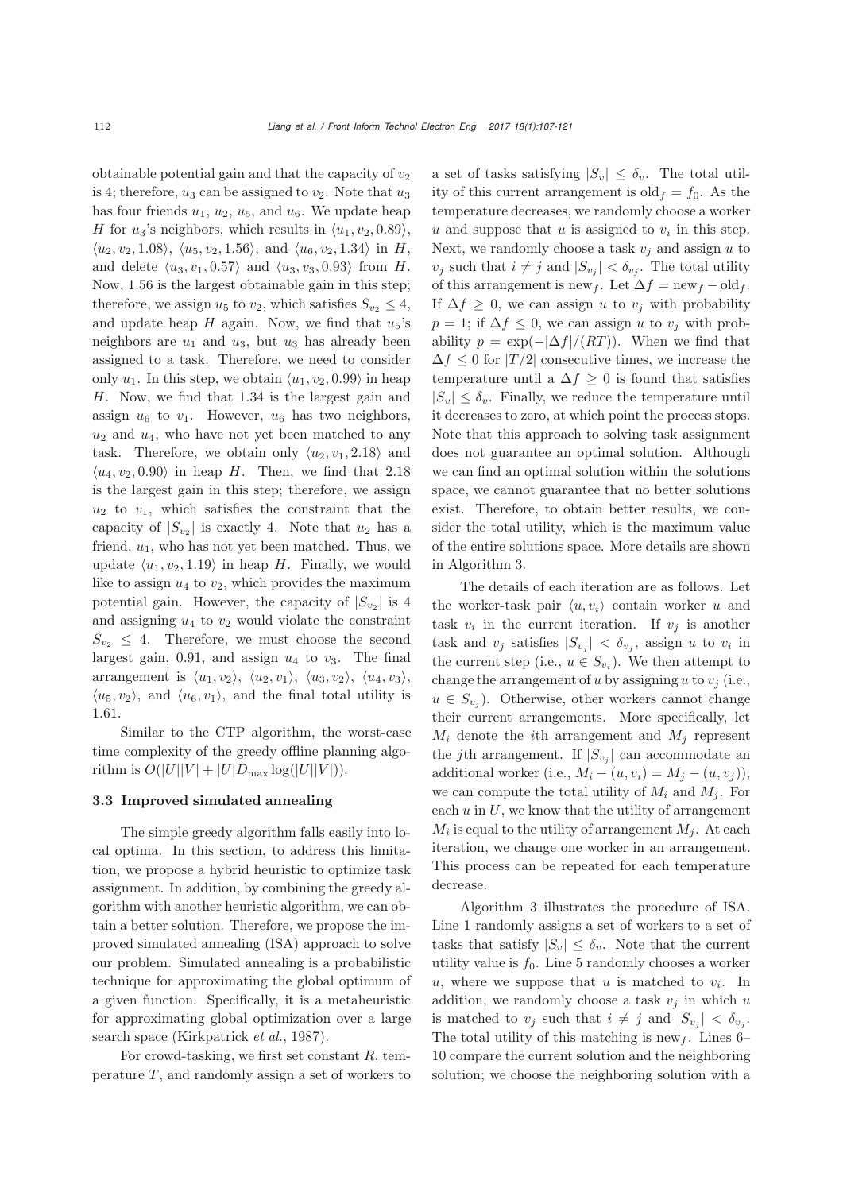obtainable potential gain and that the capacity of $v_2$ is 4; therefore, $u_3$ can be assigned to $v_2$. Note that $u_3$ has four friends $u_1$, $u_2$, $u_5$, and $u_6$. We update heap $H$ for $u_3$'s neighbors, which results in $\langle u_1, v_2, 0.89\rangle$, $\langle u_2, v_2, 1.08\rangle$, $\langle u_5, v_2, 1.56\rangle$, and $\langle u_6, v_2, 1.34\rangle$ in $H$, and delete $\langle u_3, v_1, 0.57\rangle$ and $\langle u_3, v_3, 0.93\rangle$ from $H$. Now, 1.56 is the largest obtainable gain in this step; therefore, we assign $u_5$ to $v_2$, which satisfies $S_{v_2} \leq 4$, and update heap $H$ again. Now, we find that $u_5$'s neighbors are $u_1$ and $u_3$, but $u_3$ has already been assigned to a task. Therefore, we need to consider only $u_1$. In this step, we obtain $\langle u_1, v_2, 0.99\rangle$ in heap $H$. Now, we find that 1.34 is the largest gain and assign $u_6$ to $v_1$. However, $u_6$ has two neighbors, $u_2$ and $u_4$, who have not yet been matched to any task. Therefore, we obtain only $\langle u_2, v_1, 2.18\rangle$ and $\langle u_4, v_2, 0.90\rangle$ in heap $H$. Then, we find that 2.18 is the largest gain in this step; therefore, we assign $u_2$ to $v_1$, which satisfies the constraint that the capacity of $|S_{v_2}|$ is exactly 4. Note that $u_2$ has a friend, $u_1$, who has not yet been matched. Thus, we update $\langle u_1, v_2, 1.19\rangle$ in heap $H$. Finally, we would like to assign $u_4$ to $v_2$, which provides the maximum potential gain. However, the capacity of $|S_{v_2}|$ is 4 and assigning $u_4$ to $v_2$ would violate the constraint $S_{v_2} \leq 4$. Therefore, we must choose the second largest gain, 0.91, and assign $u_4$ to $v_3$. The final arrangement is $\langle u_1, v_2\rangle$, $\langle u_2, v_1\rangle$, $\langle u_3, v_2\rangle$, $\langle u_4, v_3\rangle$, $\langle u_5, v_2\rangle$, and $\langle u_6, v_1\rangle$, and the final total utility is 1.61.

Similar to the CTP algorithm, the worst-case time complexity of the greedy offline planning algorithm is $O(|U||V| + |U|D_{\max}\log(|U||V|))$.

### 3.3 Improved simulated annealing

The simple greedy algorithm falls easily into local optima. In this section, to address this limitation, we propose a hybrid heuristic to optimize task assignment. In addition, by combining the greedy algorithm with another heuristic algorithm, we can obtain a better solution. Therefore, we propose the improved simulated annealing (ISA) approach to solve our problem. Simulated annealing is a probabilistic technique for approximating the global optimum of a given function. Specifically, it is a metaheuristic for approximating global optimization over a large search space (Kirkpatrick *et al.*, 1987).

For crowd-tasking, we first set constant $R$, temperature $T$, and randomly assign a set of workers to a set of tasks satisfying $|S_v| \leq \delta_v$. The total utility of this current arrangement is $\text{old}_f = f_0$. As the temperature decreases, we randomly choose a worker $u$ and suppose that $u$ is assigned to $v_i$ in this step. Next, we randomly choose a task $v_j$ and assign $u$ to $v_j$ such that $i \neq j$ and $|S_{v_j}| < \delta_{v_j}$. The total utility of this arrangement is $\text{new}_f$. Let $\Delta f = \text{new}_f - \text{old}_f$. If $\Delta f \geq 0$, we can assign $u$ to $v_j$ with probability $p = 1$; if $\Delta f \leq 0$, we can assign $u$ to $v_j$ with probability $p = \exp(-|\Delta f|/(RT))$. When we find that $\Delta f \leq 0$ for $|T/2|$ consecutive times, we increase the temperature until a $\Delta f \geq 0$ is found that satisfies $|S_v| \leq \delta_v$. Finally, we reduce the temperature until it decreases to zero, at which point the process stops. Note that this approach to solving task assignment does not guarantee an optimal solution. Although we can find an optimal solution within the solutions space, we cannot guarantee that no better solutions exist. Therefore, to obtain better results, we consider the total utility, which is the maximum value of the entire solutions space. More details are shown in Algorithm 3.

The details of each iteration are as follows. Let the worker-task pair $\langle u, v_i\rangle$ contain worker $u$ and task $v_i$ in the current iteration. If $v_j$ is another task and $v_j$ satisfies $|S_{v_j}| < \delta_{v_j}$, assign $u$ to $v_i$ in the current step (i.e., $u \in S_{v_i}$). We then attempt to change the arrangement of $u$ by assigning $u$ to $v_j$ (i.e., $u \in S_{v_j}$). Otherwise, other workers cannot change their current arrangements. More specifically, let $M_i$ denote the $i$th arrangement and $M_j$ represent the $j$th arrangement. If $|S_{v_j}|$ can accommodate an additional worker (i.e., $M_i - (u, v_i) = M_j - (u, v_j)$), we can compute the total utility of $M_i$ and $M_j$. For each $u$ in $U$, we know that the utility of arrangement $M_i$ is equal to the utility of arrangement $M_j$. At each iteration, we change one worker in an arrangement. This process can be repeated for each temperature decrease.

Algorithm 3 illustrates the procedure of ISA. Line 1 randomly assigns a set of workers to a set of tasks that satisfy $|S_v| \leq \delta_v$. Note that the current utility value is $f_0$. Line 5 randomly chooses a worker $u$, where we suppose that $u$ is matched to $v_i$. In addition, we randomly choose a task $v_j$ in which $u$ is matched to $v_j$ such that $i \neq j$ and $|S_{v_j}| < \delta_{v_j}$. The total utility of this matching is $\text{new}_f$. Lines 6–10 compare the current solution and the neighboring solution; we choose the neighboring solution with a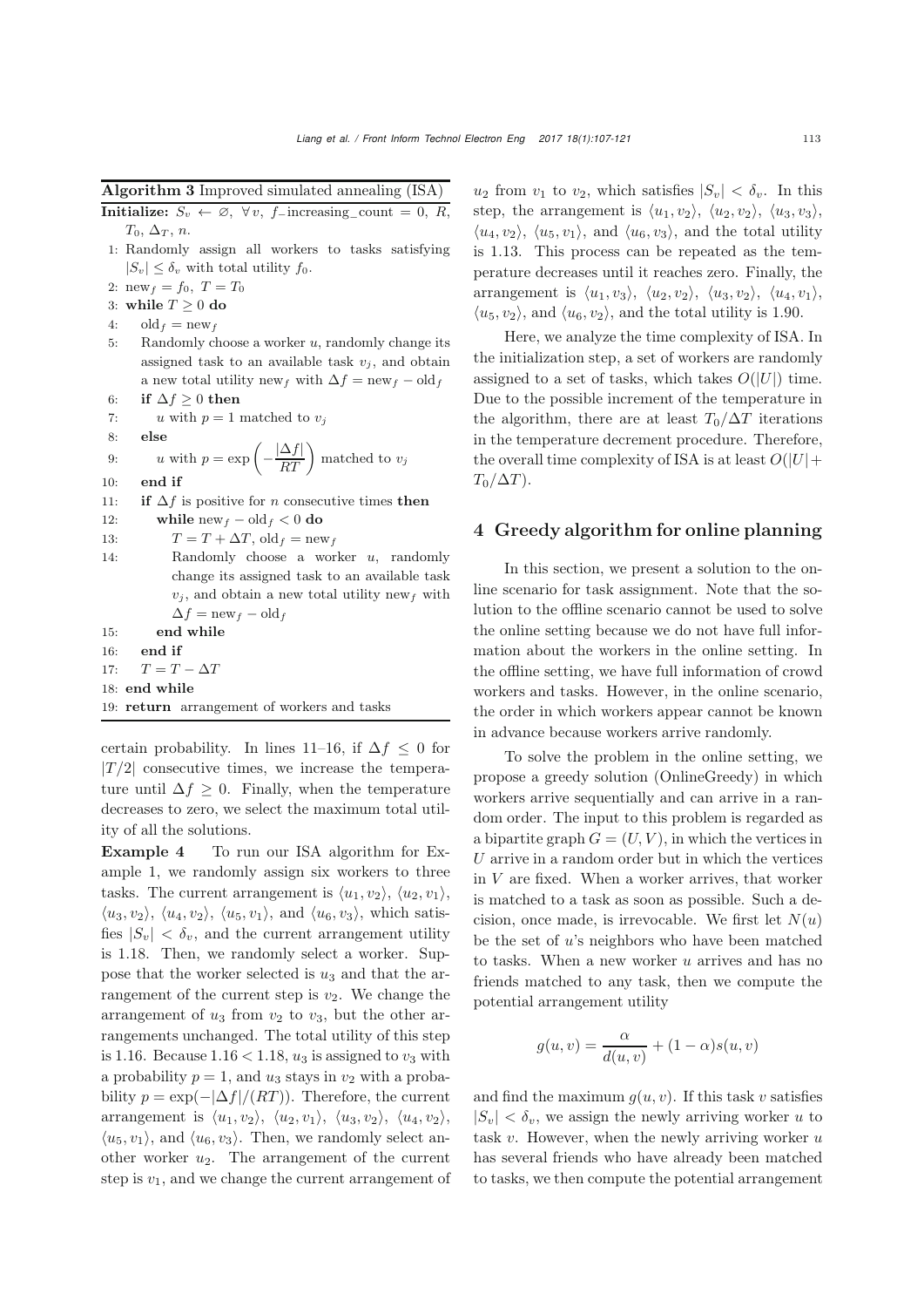**Algorithm 3** Improved simulated annealing (ISA)

```
Initialize: S_v ← ∅, ∀v, f_increasing_count = 0, R, T_0, Δ_T, n.
1: Randomly assign all workers to tasks satisfying |S_v| ≤ δ_v with total utility f_0.
2: new_f = f_0, T = T_0
3: while T ≥ 0 do
4:    old_f = new_f
5:    Randomly choose a worker u, randomly change its assigned task to an available task v_j, and obtain a new total utility new_f with Δf = new_f − old_f
6:    if Δf ≥ 0 then
7:       u with p = 1 matched to v_j
8:    else
9:       u with p = exp(−|Δf|/(RT)) matched to v_j
10:   end if
11:   if Δf is positive for n consecutive times then
12:      while new_f − old_f < 0 do
13:         T = T + ΔT, old_f = new_f
14:         Randomly choose a worker u, randomly change its assigned task to an available task v_j, and obtain a new total utility new_f with Δf = new_f − old_f
15:      end while
16:   end if
17:   T = T − ΔT
18: end while
19: return arrangement of workers and tasks
```

certain probability. In lines 11–16, if $\Delta f \leq 0$ for $|T/2|$ consecutive times, we increase the temperature until $\Delta f \geq 0$. Finally, when the temperature decreases to zero, we select the maximum total utility of all the solutions.

**Example 4** To run our ISA algorithm for Example 1, we randomly assign six workers to three tasks. The current arrangement is $\langle u_1, v_2\rangle$, $\langle u_2, v_1\rangle$, $\langle u_3, v_2\rangle$, $\langle u_4, v_2\rangle$, $\langle u_5, v_1\rangle$, and $\langle u_6, v_3\rangle$, which satisfies $|S_v| < \delta_v$, and the current arrangement utility is 1.18. Then, we randomly select a worker. Suppose that the worker selected is $u_3$ and that the arrangement of the current step is $v_2$. We change the arrangement of $u_3$ from $v_2$ to $v_3$, but the other arrangements unchanged. The total utility of this step is 1.16. Because $1.16 < 1.18$, $u_3$ is assigned to $v_3$ with a probability $p = 1$, and $u_3$ stays in $v_2$ with a probability $p = \exp(-|\Delta f|/(RT))$. Therefore, the current arrangement is $\langle u_1, v_2\rangle$, $\langle u_2, v_1\rangle$, $\langle u_3, v_2\rangle$, $\langle u_4, v_2\rangle$, $\langle u_5, v_1\rangle$, and $\langle u_6, v_3\rangle$. Then, we randomly select another worker $u_2$. The arrangement of the current step is $v_1$, and we change the current arrangement of $u_2$ from $v_1$ to $v_2$, which satisfies $|S_v| < \delta_v$. In this step, the arrangement is $\langle u_1, v_2\rangle$, $\langle u_2, v_2\rangle$, $\langle u_3, v_3\rangle$, $\langle u_4, v_2\rangle$, $\langle u_5, v_1\rangle$, and $\langle u_6, v_3\rangle$, and the total utility is 1.13. This process can be repeated as the temperature decreases until it reaches zero. Finally, the arrangement is $\langle u_1, v_3\rangle$, $\langle u_2, v_2\rangle$, $\langle u_3, v_2\rangle$, $\langle u_4, v_1\rangle$, $\langle u_5, v_2\rangle$, and $\langle u_6, v_2\rangle$, and the total utility is 1.90.

Here, we analyze the time complexity of ISA. In the initialization step, a set of workers are randomly assigned to a set of tasks, which takes $O(|U|)$ time. Due to the possible increment of the temperature in the algorithm, there are at least $T_0/\Delta T$ iterations in the temperature decrement procedure. Therefore, the overall time complexity of ISA is at least $O(|U| + T_0/\Delta T)$.

## 4 Greedy algorithm for online planning

In this section, we present a solution to the online scenario for task assignment. Note that the solution to the offline scenario cannot be used to solve the online setting because we do not have full information about the workers in the online setting. In the offline setting, we have full information of crowd workers and tasks. However, in the online scenario, the order in which workers appear cannot be known in advance because workers arrive randomly.

To solve the problem in the online setting, we propose a greedy solution (OnlineGreedy) in which workers arrive sequentially and can arrive in a random order. The input to this problem is regarded as a bipartite graph $G = (U, V)$, in which the vertices in $U$ arrive in a random order but in which the vertices in $V$ are fixed. When a worker arrives, that worker is matched to a task as soon as possible. Such a decision, once made, is irrevocable. We first let $N(u)$ be the set of $u$'s neighbors who have been matched to tasks. When a new worker $u$ arrives and has no friends matched to any task, then we compute the potential arrangement utility

$$g(u, v) = \frac{\alpha}{d(u, v)} + (1 - \alpha)s(u, v)$$

and find the maximum $g(u, v)$. If this task $v$ satisfies $|S_v| < \delta_v$, we assign the newly arriving worker $u$ to task $v$. However, when the newly arriving worker $u$ has several friends who have already been matched to tasks, we then compute the potential arrangement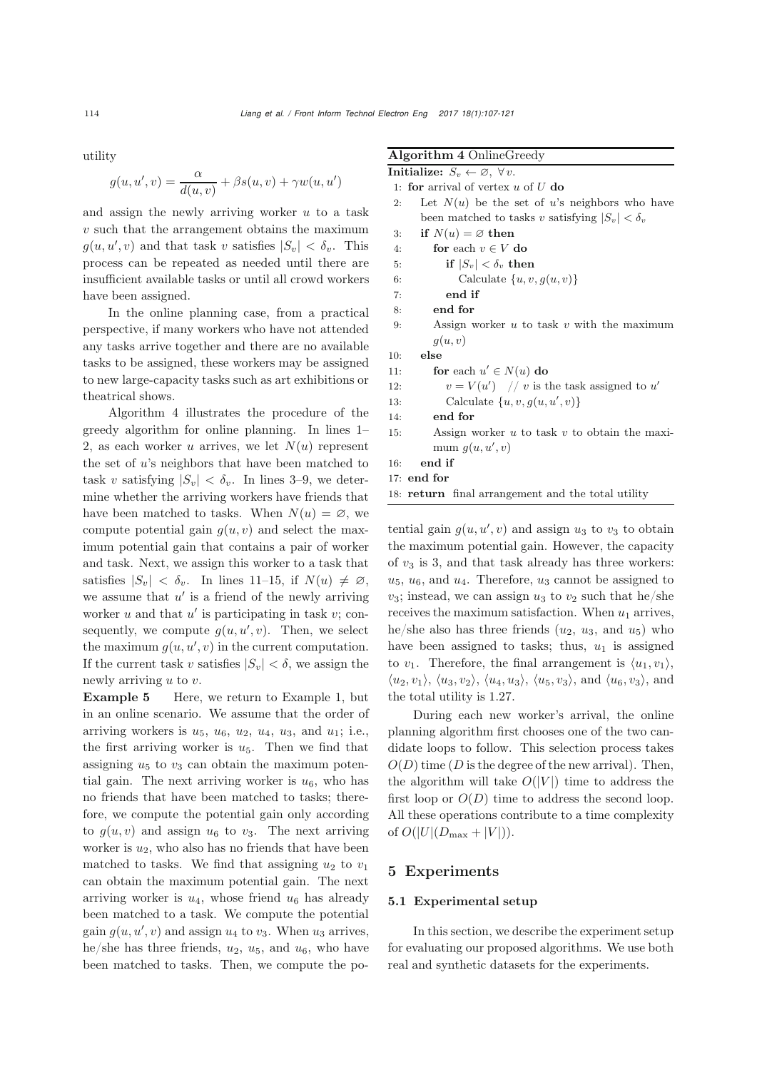utility

$$g(u,u',v)=\frac{\alpha}{d(u,v)}+\beta s(u,v)+\gamma w(u,u')$$

and assign the newly arriving worker $u$ to a task $v$ such that the arrangement obtains the maximum $g(u,u',v)$ and that task $v$ satisfies $|S_v|<\delta_v$. This process can be repeated as needed until there are insufficient available tasks or until all crowd workers have been assigned.

In the online planning case, from a practical perspective, if many workers who have not attended any tasks arrive together and there are no available tasks to be assigned, these workers may be assigned to new large-capacity tasks such as art exhibitions or theatrical shows.

Algorithm 4 illustrates the procedure of the greedy algorithm for online planning. In lines 1–2, as each worker $u$ arrives, we let $N(u)$ represent the set of $u$'s neighbors that have been matched to task $v$ satisfying $|S_v|<\delta_v$. In lines 3–9, we determine whether the arriving workers have friends that have been matched to tasks. When $N(u)=\varnothing$, we compute potential gain $g(u,v)$ and select the maximum potential gain that contains a pair of worker and task. Next, we assign this worker to a task that satisfies $|S_v|<\delta_v$. In lines 11–15, if $N(u)\neq\varnothing$, we assume that $u'$ is a friend of the newly arriving worker $u$ and that $u'$ is participating in task $v$; consequently, we compute $g(u,u',v)$. Then, we select the maximum $g(u,u',v)$ in the current computation. If the current task $v$ satisfies $|S_v|<\delta$, we assign the newly arriving $u$ to $v$.

**Example 5** Here, we return to Example 1, but in an online scenario. We assume that the order of arriving workers is $u_5$, $u_6$, $u_2$, $u_4$, $u_3$, and $u_1$; i.e., the first arriving worker is $u_5$. Then we find that assigning $u_5$ to $v_3$ can obtain the maximum potential gain. The next arriving worker is $u_6$, who has no friends that have been matched to tasks; therefore, we compute the potential gain only according to $g(u,v)$ and assign $u_6$ to $v_3$. The next arriving worker is $u_2$, who also has no friends that have been matched to tasks. We find that assigning $u_2$ to $v_1$ can obtain the maximum potential gain. The next arriving worker is $u_4$, whose friend $u_6$ has already been matched to a task. We compute the potential gain $g(u,u',v)$ and assign $u_4$ to $v_3$. When $u_3$ arrives, he/she has three friends, $u_2$, $u_5$, and $u_6$, who have been matched to tasks. Then, we compute the potential gain $g(u,u',v)$ and assign $u_3$ to $v_3$ to obtain the maximum potential gain. However, the capacity of $v_3$ is 3, and that task already has three workers: $u_5$, $u_6$, and $u_4$. Therefore, $u_3$ cannot be assigned to $v_3$; instead, we can assign $u_3$ to $v_2$ such that he/she receives the maximum satisfaction. When $u_1$ arrives, he/she also has three friends ($u_2$, $u_3$, and $u_5$) who have been assigned to tasks; thus, $u_1$ is assigned to $v_1$. Therefore, the final arrangement is $\langle u_1,v_1\rangle$, $\langle u_2,v_1\rangle$, $\langle u_3,v_2\rangle$, $\langle u_4,u_3\rangle$, $\langle u_5,v_3\rangle$, and $\langle u_6,v_3\rangle$, and the total utility is 1.27.

**Algorithm 4** OnlineGreedy

```
Initialize: S_v ← ∅, ∀v.
1: for arrival of vertex u of U do
2:   Let N(u) be the set of u's neighbors who have
     been matched to tasks v satisfying |S_v| < δ_v
3:   if N(u) = ∅ then
4:     for each v ∈ V do
5:       if |S_v| < δ_v then
6:         Calculate {u, v, g(u, v)}
7:       end if
8:     end for
9:     Assign worker u to task v with the maximum
       g(u, v)
10:  else
11:    for each u' ∈ N(u) do
12:      v = V(u')   // v is the task assigned to u'
13:      Calculate {u, v, g(u, u', v)}
14:    end for
15:    Assign worker u to task v to obtain the maxi-
       mum g(u, u', v)
16:  end if
17: end for
18: return final arrangement and the total utility
```

During each new worker's arrival, the online planning algorithm first chooses one of the two candidate loops to follow. This selection process takes $O(D)$ time ($D$ is the degree of the new arrival). Then, the algorithm will take $O(|V|)$ time to address the first loop or $O(D)$ time to address the second loop. All these operations contribute to a time complexity of $O(|U|(D_{\max}+|V|))$.

## 5 Experiments

### 5.1 Experimental setup

In this section, we describe the experiment setup for evaluating our proposed algorithms. We use both real and synthetic datasets for the experiments.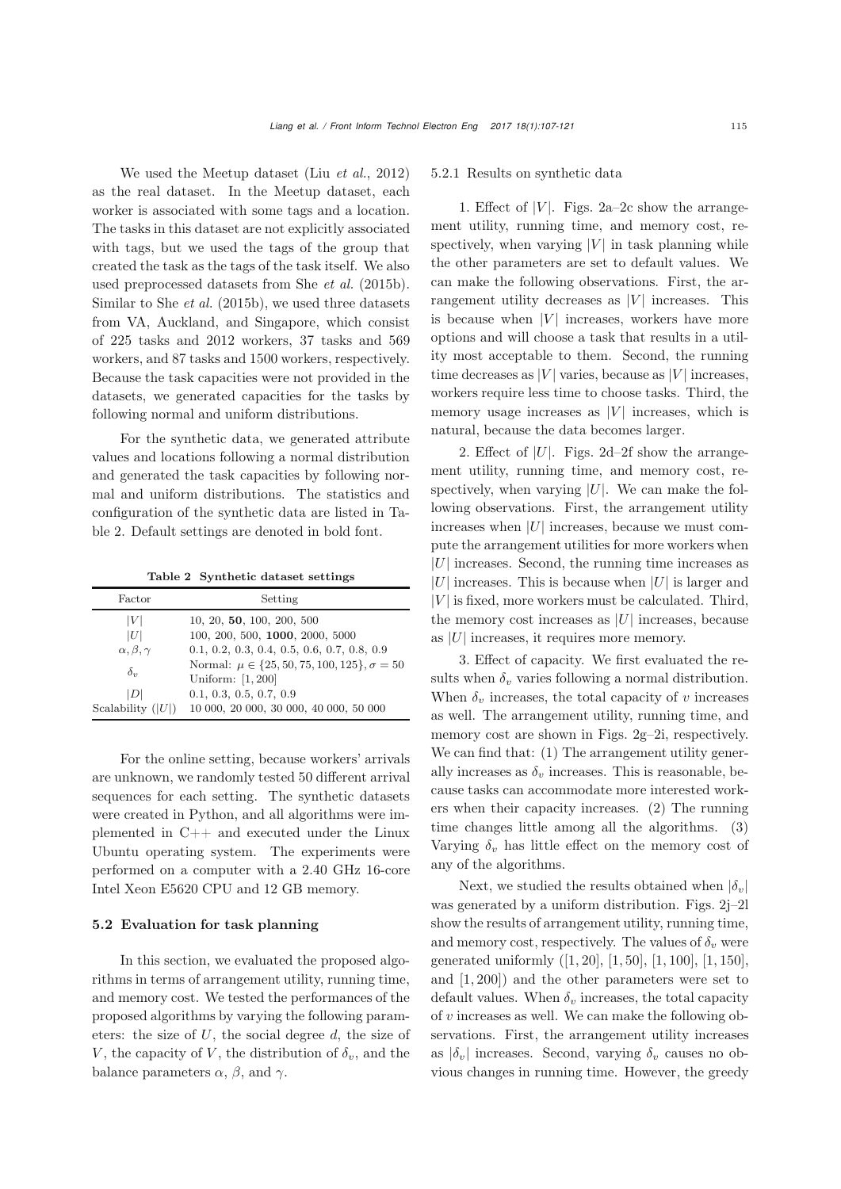We used the Meetup dataset (Liu *et al.*, 2012) as the real dataset. In the Meetup dataset, each worker is associated with some tags and a location. The tasks in this dataset are not explicitly associated with tags, but we used the tags of the group that created the task as the tags of the task itself. We also used preprocessed datasets from She *et al.* (2015b). Similar to She *et al.* (2015b), we used three datasets from VA, Auckland, and Singapore, which consist of 225 tasks and 2012 workers, 37 tasks and 569 workers, and 87 tasks and 1500 workers, respectively. Because the task capacities were not provided in the datasets, we generated capacities for the tasks by following normal and uniform distributions.

For the synthetic data, we generated attribute values and locations following a normal distribution and generated the task capacities by following normal and uniform distributions. The statistics and configuration of the synthetic data are listed in Table 2. Default settings are denoted in bold font.

**Table 2 Synthetic dataset settings**

| Factor | Setting |
|---|---|
| $\lvert V\rvert$ | 10, 20, **50**, 100, 200, 500 |
| $\lvert U\rvert$ | 100, 200, 500, **1000**, 2000, 5000 |
| $\alpha, \beta, \gamma$ | 0.1, 0.2, 0.3, 0.4, 0.5, 0.6, 0.7, 0.8, 0.9 |
| $\delta_v$ | Normal: $\mu \in \{25, 50, 75, 100, 125\}, \sigma = 50$<br>Uniform: $[1, 200]$ |
| $\lvert D\rvert$ | 0.1, 0.3, 0.5, 0.7, 0.9 |
| Scalability ($\lvert U\rvert$) | 10 000, 20 000, 30 000, 40 000, 50 000 |

For the online setting, because workers' arrivals are unknown, we randomly tested 50 different arrival sequences for each setting. The synthetic datasets were created in Python, and all algorithms were implemented in C++ and executed under the Linux Ubuntu operating system. The experiments were performed on a computer with a 2.40 GHz 16-core Intel Xeon E5620 CPU and 12 GB memory.

### 5.2 Evaluation for task planning

In this section, we evaluated the proposed algorithms in terms of arrangement utility, running time, and memory cost. We tested the performances of the proposed algorithms by varying the following parameters: the size of $U$, the social degree $d$, the size of $V$, the capacity of $V$, the distribution of $\delta_v$, and the balance parameters $\alpha$, $\beta$, and $\gamma$.

#### 5.2.1 Results on synthetic data

1. Effect of $|V|$. Figs. 2a–2c show the arrangement utility, running time, and memory cost, respectively, when varying $|V|$ in task planning while the other parameters are set to default values. We can make the following observations. First, the arrangement utility decreases as $|V|$ increases. This is because when $|V|$ increases, workers have more options and will choose a task that results in a utility most acceptable to them. Second, the running time decreases as $|V|$ varies, because as $|V|$ increases, workers require less time to choose tasks. Third, the memory usage increases as $|V|$ increases, which is natural, because the data becomes larger.

2. Effect of $|U|$. Figs. 2d–2f show the arrangement utility, running time, and memory cost, respectively, when varying $|U|$. We can make the following observations. First, the arrangement utility increases when $|U|$ increases, because we must compute the arrangement utilities for more workers when $|U|$ increases. Second, the running time increases as $|U|$ increases. This is because when $|U|$ is larger and $|V|$ is fixed, more workers must be calculated. Third, the memory cost increases as $|U|$ increases, because as $|U|$ increases, it requires more memory.

3. Effect of capacity. We first evaluated the results when $\delta_v$ varies following a normal distribution. When $\delta_v$ increases, the total capacity of $v$ increases as well. The arrangement utility, running time, and memory cost are shown in Figs. 2g–2i, respectively. We can find that: (1) The arrangement utility generally increases as $\delta_v$ increases. This is reasonable, because tasks can accommodate more interested workers when their capacity increases. (2) The running time changes little among all the algorithms. (3) Varying $\delta_v$ has little effect on the memory cost of any of the algorithms.

Next, we studied the results obtained when $|\delta_v|$ was generated by a uniform distribution. Figs. 2j–2l show the results of arrangement utility, running time, and memory cost, respectively. The values of $\delta_v$ were generated uniformly ($[1, 20]$, $[1, 50]$, $[1, 100]$, $[1, 150]$, and $[1, 200]$) and the other parameters were set to default values. When $\delta_v$ increases, the total capacity of $v$ increases as well. We can make the following observations. First, the arrangement utility increases as $|\delta_v|$ increases. Second, varying $\delta_v$ causes no obvious changes in running time. However, the greedy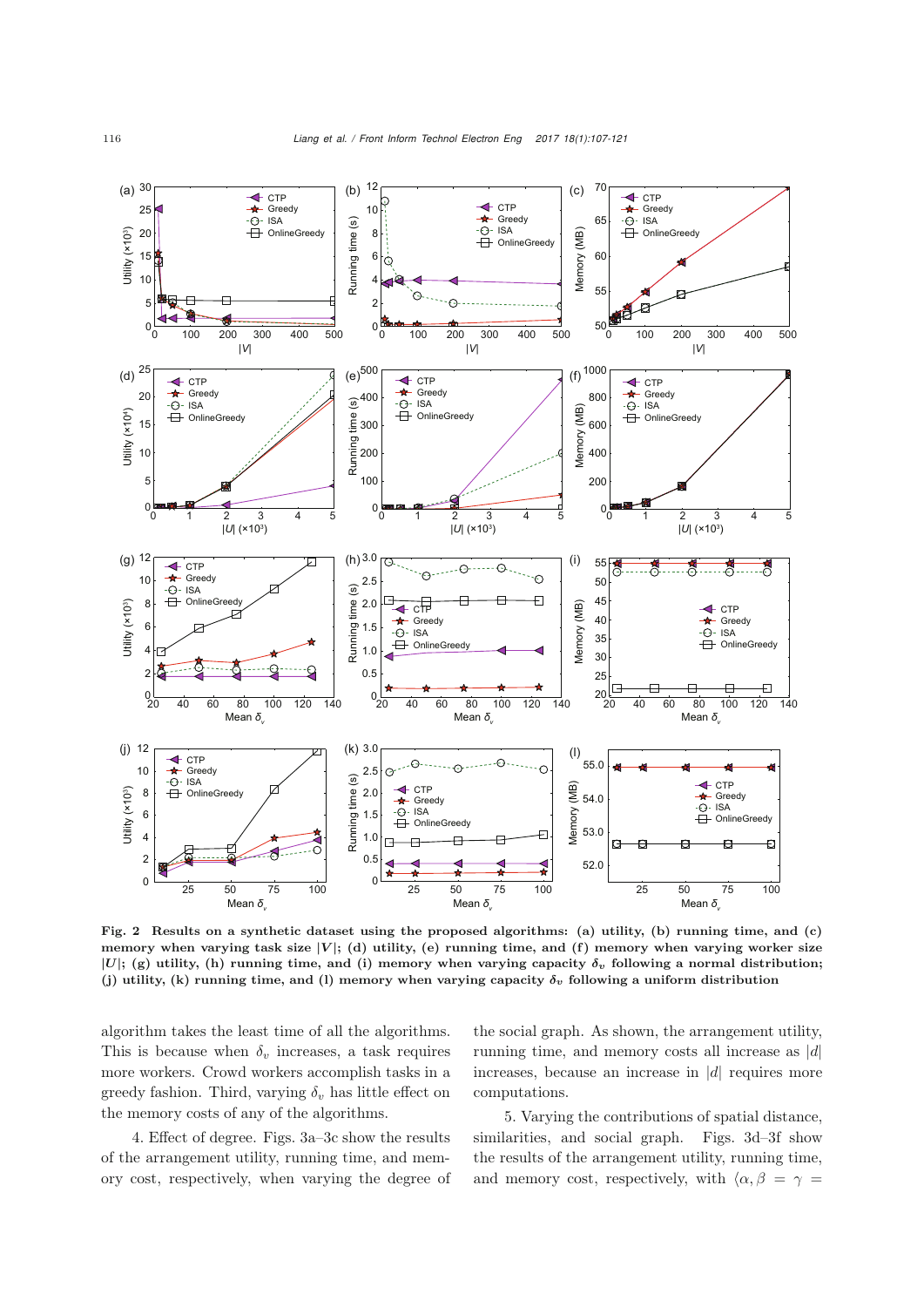**Fig. 2 Results on a synthetic dataset using the proposed algorithms: (a) utility, (b) running time, and (c) memory when varying task size $|V|$; (d) utility, (e) running time, and (f) memory when varying worker size $|U|$; (g) utility, (h) running time, and (i) memory when varying capacity $\delta_v$ following a normal distribution; (j) utility, (k) running time, and (l) memory when varying capacity $\delta_v$ following a uniform distribution**

algorithm takes the least time of all the algorithms. This is because when $\delta_v$ increases, a task requires more workers. Crowd workers accomplish tasks in a greedy fashion. Third, varying $\delta_v$ has little effect on the memory costs of any of the algorithms.

4. Effect of degree. Figs. 3a–3c show the results of the arrangement utility, running time, and memory cost, respectively, when varying the degree of the social graph. As shown, the arrangement utility, running time, and memory costs all increase as $|d|$ increases, because an increase in $|d|$ requires more computations.

5. Varying the contributions of spatial distance, similarities, and social graph. Figs. 3d–3f show the results of the arrangement utility, running time, and memory cost, respectively, with $\langle \alpha, \beta = \gamma =$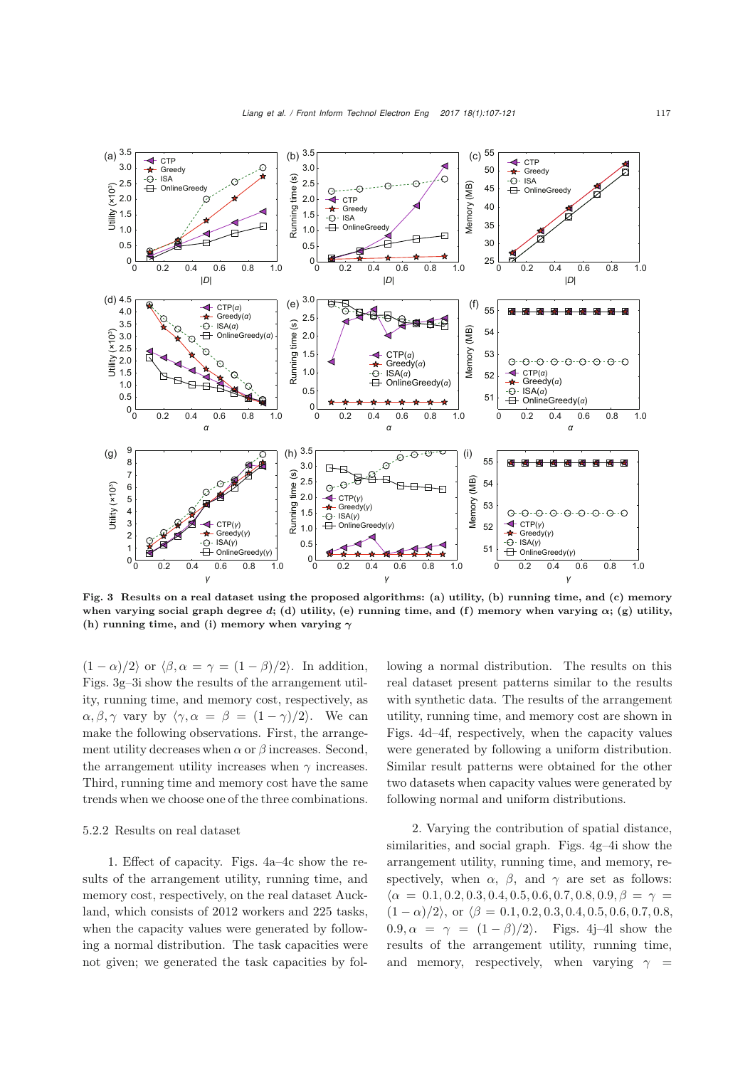**Fig. 3 Results on a real dataset using the proposed algorithms: (a) utility, (b) running time, and (c) memory when varying social graph degree $d$; (d) utility, (e) running time, and (f) memory when varying $\alpha$; (g) utility, (h) running time, and (i) memory when varying $\gamma$**

$(1-\alpha)/2\rangle$ or $\langle\beta,\alpha=\gamma=(1-\beta)/2\rangle$. In addition, Figs. 3g–3i show the results of the arrangement utility, running time, and memory cost, respectively, as $\alpha,\beta,\gamma$ vary by $\langle\gamma,\alpha=\beta=(1-\gamma)/2\rangle$. We can make the following observations. First, the arrangement utility decreases when $\alpha$ or $\beta$ increases. Second, the arrangement utility increases when $\gamma$ increases. Third, running time and memory cost have the same trends when we choose one of the three combinations.

5.2.2 Results on real dataset

1. Effect of capacity. Figs. 4a–4c show the results of the arrangement utility, running time, and memory cost, respectively, on the real dataset Auckland, which consists of 2012 workers and 225 tasks, when the capacity values were generated by following a normal distribution. The task capacities were not given; we generated the task capacities by following a normal distribution. The results on this real dataset present patterns similar to the results with synthetic data. The results of the arrangement utility, running time, and memory cost are shown in Figs. 4d–4f, respectively, when the capacity values were generated by following a uniform distribution. Similar result patterns were obtained for the other two datasets when capacity values were generated by following normal and uniform distributions.

2. Varying the contribution of spatial distance, similarities, and social graph. Figs. 4g–4i show the arrangement utility, running time, and memory, respectively, when $\alpha$, $\beta$, and $\gamma$ are set as follows: $\langle\alpha=0.1,0.2,0.3,0.4,0.5,0.6,0.7,0.8,0.9,\beta=\gamma=(1-\alpha)/2\rangle$, or $\langle\beta=0.1,0.2,0.3,0.4,0.5,0.6,0.7,0.8,0.9,\alpha=\gamma=(1-\beta)/2\rangle$. Figs. 4j–4l show the results of the arrangement utility, running time, and memory, respectively, when varying $\gamma=$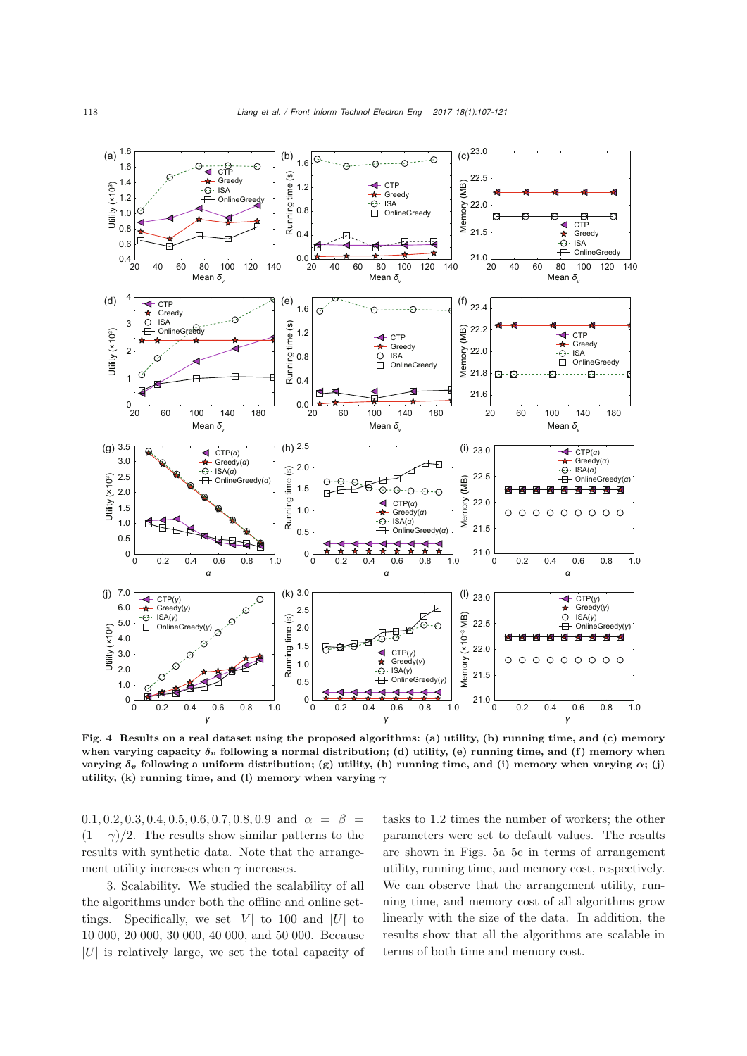Fig. 4 Results on a real dataset using the proposed algorithms: (a) utility, (b) running time, and (c) memory when varying capacity $\delta_v$ following a normal distribution; (d) utility, (e) running time, and (f) memory when varying $\delta_v$ following a uniform distribution; (g) utility, (h) running time, and (i) memory when varying $\alpha$; (j) utility, (k) running time, and (l) memory when varying $\gamma$

$0.1, 0.2, 0.3, 0.4, 0.5, 0.6, 0.7, 0.8, 0.9$ and $\alpha = \beta = (1-\gamma)/2$. The results show similar patterns to the results with synthetic data. Note that the arrangement utility increases when $\gamma$ increases.

3. Scalability. We studied the scalability of all the algorithms under both the offline and online settings. Specifically, we set $|V|$ to 100 and $|U|$ to 10 000, 20 000, 30 000, 40 000, and 50 000. Because $|U|$ is relatively large, we set the total capacity of tasks to 1.2 times the number of workers; the other parameters were set to default values. The results are shown in Figs. 5a–5c in terms of arrangement utility, running time, and memory cost, respectively. We can observe that the arrangement utility, running time, and memory cost of all algorithms grow linearly with the size of the data. In addition, the results show that all the algorithms are scalable in terms of both time and memory cost.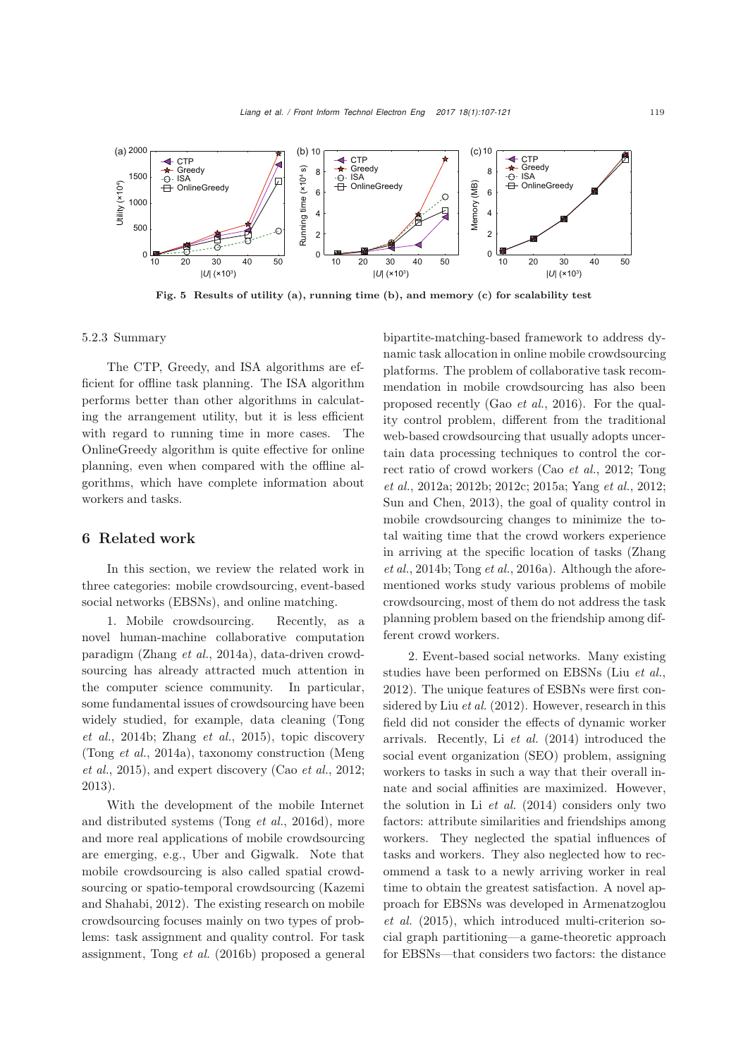Fig. 5 Results of utility (a), running time (b), and memory (c) for scalability test

5.2.3 Summary

The CTP, Greedy, and ISA algorithms are efficient for offline task planning. The ISA algorithm performs better than other algorithms in calculating the arrangement utility, but it is less efficient with regard to running time in more cases. The OnlineGreedy algorithm is quite effective for online planning, even when compared with the offline algorithms, which have complete information about workers and tasks.

## 6 Related work

In this section, we review the related work in three categories: mobile crowdsourcing, event-based social networks (EBSNs), and online matching.

1. Mobile crowdsourcing. Recently, as a novel human-machine collaborative computation paradigm (Zhang *et al.*, 2014a), data-driven crowdsourcing has already attracted much attention in the computer science community. In particular, some fundamental issues of crowdsourcing have been widely studied, for example, data cleaning (Tong *et al.*, 2014b; Zhang *et al.*, 2015), topic discovery (Tong *et al.*, 2014a), taxonomy construction (Meng *et al.*, 2015), and expert discovery (Cao *et al.*, 2012; 2013).

With the development of the mobile Internet and distributed systems (Tong *et al.*, 2016d), more and more real applications of mobile crowdsourcing are emerging, e.g., Uber and Gigwalk. Note that mobile crowdsourcing is also called spatial crowdsourcing or spatio-temporal crowdsourcing (Kazemi and Shahabi, 2012). The existing research on mobile crowdsourcing focuses mainly on two types of problems: task assignment and quality control. For task assignment, Tong *et al.* (2016b) proposed a general bipartite-matching-based framework to address dynamic task allocation in online mobile crowdsourcing platforms. The problem of collaborative task recommendation in mobile crowdsourcing has also been proposed recently (Gao *et al.*, 2016). For the quality control problem, different from the traditional web-based crowdsourcing that usually adopts uncertain data processing techniques to control the correct ratio of crowd workers (Cao *et al.*, 2012; Tong *et al.*, 2012a; 2012b; 2012c; 2015a; Yang *et al.*, 2012; Sun and Chen, 2013), the goal of quality control in mobile crowdsourcing changes to minimize the total waiting time that the crowd workers experience in arriving at the specific location of tasks (Zhang *et al.*, 2014b; Tong *et al.*, 2016a). Although the aforementioned works study various problems of mobile crowdsourcing, most of them do not address the task planning problem based on the friendship among different crowd workers.

2. Event-based social networks. Many existing studies have been performed on EBSNs (Liu *et al.*, 2012). The unique features of ESBNs were first considered by Liu *et al.* (2012). However, research in this field did not consider the effects of dynamic worker arrivals. Recently, Li *et al.* (2014) introduced the social event organization (SEO) problem, assigning workers to tasks in such a way that their overall innate and social affinities are maximized. However, the solution in Li *et al.* (2014) considers only two factors: attribute similarities and friendships among workers. They neglected the spatial influences of tasks and workers. They also neglected how to recommend a task to a newly arriving worker in real time to obtain the greatest satisfaction. A novel approach for EBSNs was developed in Armenatzoglou *et al.* (2015), which introduced multi-criterion social graph partitioning—a game-theoretic approach for EBSNs—that considers two factors: the distance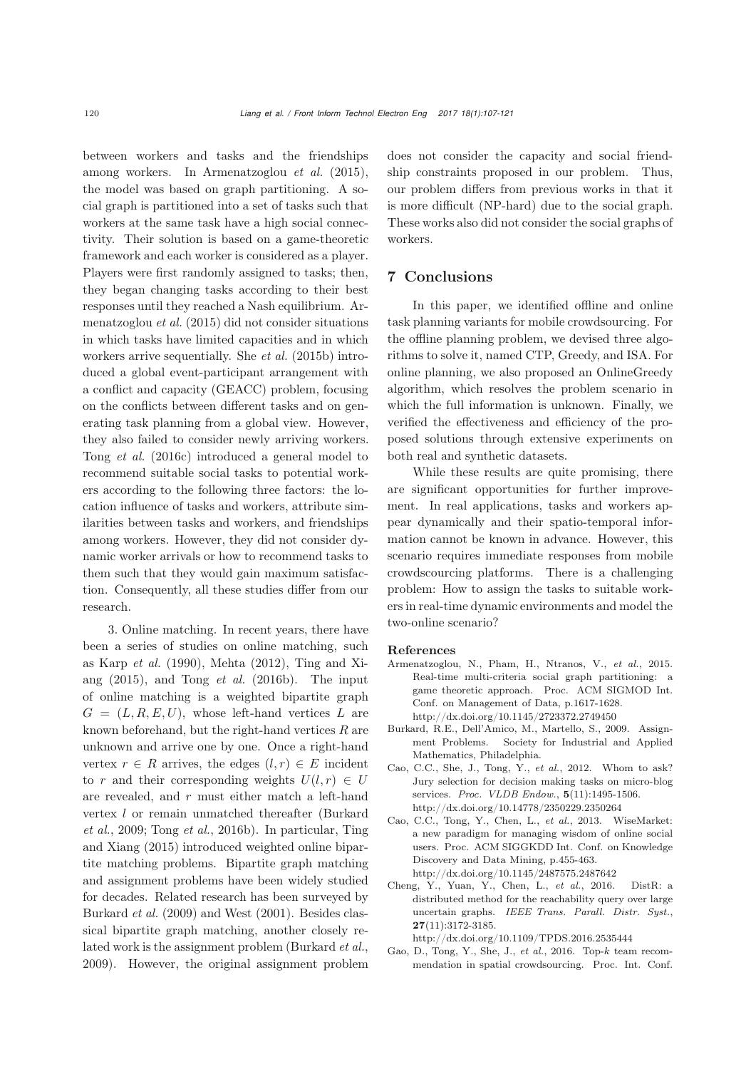between workers and tasks and the friendships among workers. In Armenatzoglou *et al.* (2015), the model was based on graph partitioning. A social graph is partitioned into a set of tasks such that workers at the same task have a high social connectivity. Their solution is based on a game-theoretic framework and each worker is considered as a player. Players were first randomly assigned to tasks; then, they began changing tasks according to their best responses until they reached a Nash equilibrium. Armenatzoglou *et al.* (2015) did not consider situations in which tasks have limited capacities and in which workers arrive sequentially. She *et al.* (2015b) introduced a global event-participant arrangement with a conflict and capacity (GEACC) problem, focusing on the conflicts between different tasks and on generating task planning from a global view. However, they also failed to consider newly arriving workers. Tong *et al.* (2016c) introduced a general model to recommend suitable social tasks to potential workers according to the following three factors: the location influence of tasks and workers, attribute similarities between tasks and workers, and friendships among workers. However, they did not consider dynamic worker arrivals or how to recommend tasks to them such that they would gain maximum satisfaction. Consequently, all these studies differ from our research.

3. Online matching. In recent years, there have been a series of studies on online matching, such as Karp *et al.* (1990), Mehta (2012), Ting and Xiang (2015), and Tong *et al.* (2016b). The input of online matching is a weighted bipartite graph $G = (L, R, E, U)$, whose left-hand vertices $L$ are known beforehand, but the right-hand vertices $R$ are unknown and arrive one by one. Once a right-hand vertex $r \in R$ arrives, the edges $(l, r) \in E$ incident to $r$ and their corresponding weights $U(l, r) \in U$ are revealed, and $r$ must either match a left-hand vertex $l$ or remain unmatched thereafter (Burkard *et al.*, 2009; Tong *et al.*, 2016b). In particular, Ting and Xiang (2015) introduced weighted online bipartite matching problems. Bipartite graph matching and assignment problems have been widely studied for decades. Related research has been surveyed by Burkard *et al.* (2009) and West (2001). Besides classical bipartite graph matching, another closely related work is the assignment problem (Burkard *et al.*, 2009). However, the original assignment problem does not consider the capacity and social friendship constraints proposed in our problem. Thus, our problem differs from previous works in that it is more difficult (NP-hard) due to the social graph. These works also did not consider the social graphs of workers.

## 7 Conclusions

In this paper, we identified offline and online task planning variants for mobile crowdsourcing. For the offline planning problem, we devised three algorithms to solve it, named CTP, Greedy, and ISA. For online planning, we also proposed an OnlineGreedy algorithm, which resolves the problem scenario in which the full information is unknown. Finally, we verified the effectiveness and efficiency of the proposed solutions through extensive experiments on both real and synthetic datasets.

While these results are quite promising, there are significant opportunities for further improvement. In real applications, tasks and workers appear dynamically and their spatio-temporal information cannot be known in advance. However, this scenario requires immediate responses from mobile crowdscourcing platforms. There is a challenging problem: How to assign the tasks to suitable workers in real-time dynamic environments and model the two-online scenario?

### References

Armenatzoglou, N., Pham, H., Ntranos, V., *et al.*, 2015. Real-time multi-criteria social graph partitioning: a game theoretic approach. Proc. ACM SIGMOD Int. Conf. on Management of Data, p.1617-1628. http://dx.doi.org/10.1145/2723372.2749450

Burkard, R.E., Dell'Amico, M., Martello, S., 2009. Assignment Problems. Society for Industrial and Applied Mathematics, Philadelphia.

Cao, C.C., She, J., Tong, Y., *et al.*, 2012. Whom to ask? Jury selection for decision making tasks on micro-blog services. *Proc. VLDB Endow.*, **5**(11):1495-1506. http://dx.doi.org/10.14778/2350229.2350264

Cao, C.C., Tong, Y., Chen, L., *et al.*, 2013. WiseMarket: a new paradigm for managing wisdom of online social users. Proc. ACM SIGGKDD Int. Conf. on Knowledge Discovery and Data Mining, p.455-463. http://dx.doi.org/10.1145/2487575.2487642

Cheng, Y., Yuan, Y., Chen, L., *et al.*, 2016. DistR: a distributed method for the reachability query over large uncertain graphs. *IEEE Trans. Parall. Distr. Syst.*, **27**(11):3172-3185. http://dx.doi.org/10.1109/TPDS.2016.2535444

Gao, D., Tong, Y., She, J., *et al.*, 2016. Top-$k$ team recommendation in spatial crowdsourcing. Proc. Int. Conf.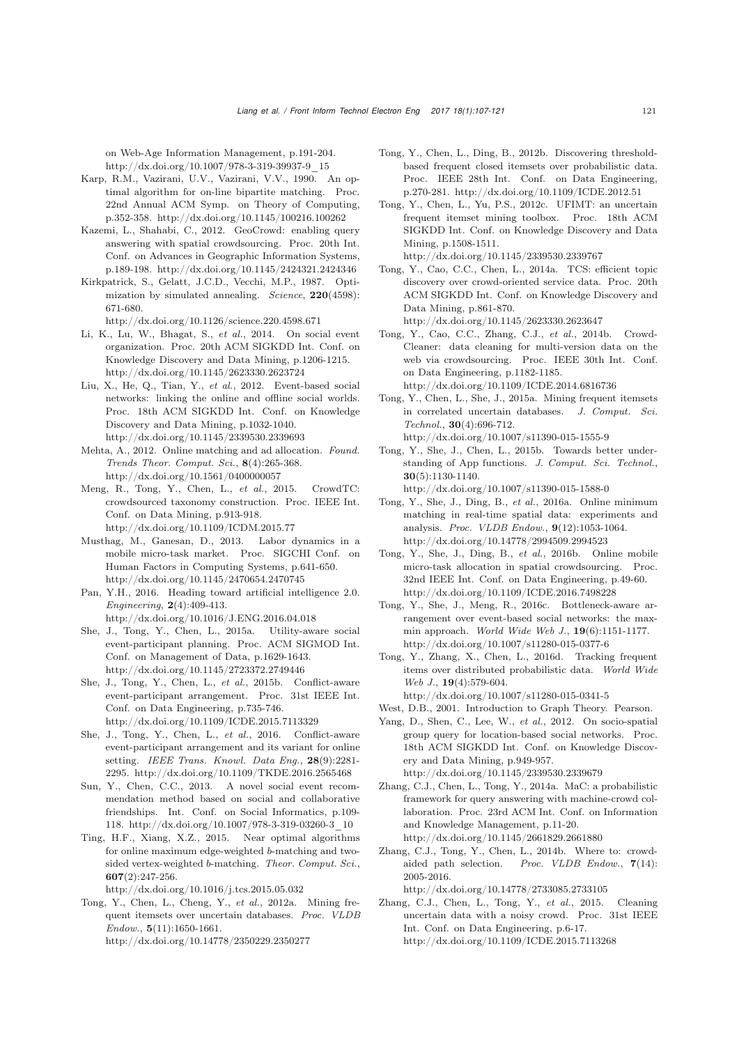on Web-Age Information Management, p.191-204. http://dx.doi.org/10.1007/978-3-319-39937-9_15

Karp, R.M., Vazirani, U.V., Vazirani, V.V., 1990. An optimal algorithm for on-line bipartite matching. Proc. 22nd Annual ACM Symp. on Theory of Computing, p.352-358. http://dx.doi.org/10.1145/100216.100262

Kazemi, L., Shahabi, C., 2012. GeoCrowd: enabling query answering with spatial crowdsourcing. Proc. 20th Int. Conf. on Advances in Geographic Information Systems, p.189-198. http://dx.doi.org/10.1145/2424321.2424346

Kirkpatrick, S., Gelatt, J.C.D., Vecchi, M.P., 1987. Optimization by simulated annealing. *Science*, **220**(4598): 671-680. http://dx.doi.org/10.1126/science.220.4598.671

Li, K., Lu, W., Bhagat, S., *et al.*, 2014. On social event organization. Proc. 20th ACM SIGKDD Int. Conf. on Knowledge Discovery and Data Mining, p.1206-1215. http://dx.doi.org/10.1145/2623330.2623724

Liu, X., He, Q., Tian, Y., *et al.*, 2012. Event-based social networks: linking the online and offline social worlds. Proc. 18th ACM SIGKDD Int. Conf. on Knowledge Discovery and Data Mining, p.1032-1040. http://dx.doi.org/10.1145/2339530.2339693

Mehta, A., 2012. Online matching and ad allocation. *Found. Trends Theor. Comput. Sci.*, **8**(4):265-368. http://dx.doi.org/10.1561/0400000057

Meng, R., Tong, Y., Chen, L., *et al.*, 2015. CrowdTC: crowdsourced taxonomy construction. Proc. IEEE Int. Conf. on Data Mining, p.913-918. http://dx.doi.org/10.1109/ICDM.2015.77

Musthag, M., Ganesan, D., 2013. Labor dynamics in a mobile micro-task market. Proc. SIGCHI Conf. on Human Factors in Computing Systems, p.641-650. http://dx.doi.org/10.1145/2470654.2470745

Pan, Y.H., 2016. Heading toward artificial intelligence 2.0. *Engineering*, **2**(4):409-413. http://dx.doi.org/10.1016/J.ENG.2016.04.018

She, J., Tong, Y., Chen, L., 2015a. Utility-aware social event-participant planning. Proc. ACM SIGMOD Int. Conf. on Management of Data, p.1629-1643. http://dx.doi.org/10.1145/2723372.2749446

She, J., Tong, Y., Chen, L., *et al.*, 2015b. Conflict-aware event-participant arrangement. Proc. 31st IEEE Int. Conf. on Data Engineering, p.735-746. http://dx.doi.org/10.1109/ICDE.2015.7113329

She, J., Tong, Y., Chen, L., *et al.*, 2016. Conflict-aware event-participant arrangement and its variant for online setting. *IEEE Trans. Knowl. Data Eng.*, **28**(9):2281-2295. http://dx.doi.org/10.1109/TKDE.2016.2565468

Sun, Y., Chen, C.C., 2013. A novel social event recommendation method based on social and collaborative friendships. Int. Conf. on Social Informatics, p.109-118. http://dx.doi.org/10.1007/978-3-319-03260-3_10

Ting, H.F., Xiang, X.Z., 2015. Near optimal algorithms for online maximum edge-weighted b-matching and two-sided vertex-weighted b-matching. *Theor. Comput. Sci.*, **607**(2):247-256. http://dx.doi.org/10.1016/j.tcs.2015.05.032

Tong, Y., Chen, L., Cheng, Y., *et al.*, 2012a. Mining frequent itemsets over uncertain databases. *Proc. VLDB Endow.*, **5**(11):1650-1661. http://dx.doi.org/10.14778/2350229.2350277

Tong, Y., Chen, L., Ding, B., 2012b. Discovering threshold-based frequent closed itemsets over probabilistic data. Proc. IEEE 28th Int. Conf. on Data Engineering, p.270-281. http://dx.doi.org/10.1109/ICDE.2012.51

Tong, Y., Chen, L., Yu, P.S., 2012c. UFIMT: an uncertain frequent itemset mining toolbox. Proc. 18th ACM SIGKDD Int. Conf. on Knowledge Discovery and Data Mining, p.1508-1511. http://dx.doi.org/10.1145/2339530.2339767

Tong, Y., Cao, C.C., Chen, L., 2014a. TCS: efficient topic discovery over crowd-oriented service data. Proc. 20th ACM SIGKDD Int. Conf. on Knowledge Discovery and Data Mining, p.861-870. http://dx.doi.org/10.1145/2623330.2623647

Tong, Y., Cao, C.C., Zhang, C.J., *et al.*, 2014b. CrowdCleaner: data cleaning for multi-version data on the web via crowdsourcing. Proc. IEEE 30th Int. Conf. on Data Engineering, p.1182-1185. http://dx.doi.org/10.1109/ICDE.2014.6816736

Tong, Y., Chen, L., She, J., 2015a. Mining frequent itemsets in correlated uncertain databases. *J. Comput. Sci. Technol.*, **30**(4):696-712. http://dx.doi.org/10.1007/s11390-015-1555-9

Tong, Y., She, J., Chen, L., 2015b. Towards better understanding of App functions. *J. Comput. Sci. Technol.*, **30**(5):1130-1140. http://dx.doi.org/10.1007/s11390-015-1588-0

Tong, Y., She, J., Ding, B., *et al.*, 2016a. Online minimum matching in real-time spatial data: experiments and analysis. *Proc. VLDB Endow.*, **9**(12):1053-1064. http://dx.doi.org/10.14778/2994509.2994523

Tong, Y., She, J., Ding, B., *et al.*, 2016b. Online mobile micro-task allocation in spatial crowdsourcing. Proc. 32nd IEEE Int. Conf. on Data Engineering, p.49-60. http://dx.doi.org/10.1109/ICDE.2016.7498228

Tong, Y., She, J., Meng, R., 2016c. Bottleneck-aware arrangement over event-based social networks: the max-min approach. *World Wide Web J.*, **19**(6):1151-1177. http://dx.doi.org/10.1007/s11280-015-0377-6

Tong, Y., Zhang, X., Chen, L., 2016d. Tracking frequent items over distributed probabilistic data. *World Wide Web J.*, **19**(4):579-604. http://dx.doi.org/10.1007/s11280-015-0341-5

West, D.B., 2001. Introduction to Graph Theory. Pearson.

Yang, D., Shen, C., Lee, W., *et al.*, 2012. On socio-spatial group query for location-based social networks. Proc. 18th ACM SIGKDD Int. Conf. on Knowledge Discovery and Data Mining, p.949-957. http://dx.doi.org/10.1145/2339530.2339679

Zhang, C.J., Chen, L., Tong, Y., 2014a. MaC: a probabilistic framework for query answering with machine-crowd collaboration. Proc. 23rd ACM Int. Conf. on Information and Knowledge Management, p.11-20. http://dx.doi.org/10.1145/2661829.2661880

Zhang, C.J., Tong, Y., Chen, L., 2014b. Where to: crowd-aided path selection. *Proc. VLDB Endow.*, **7**(14): 2005-2016. http://dx.doi.org/10.14778/2733085.2733105

Zhang, C.J., Chen, L., Tong, Y., *et al.*, 2015. Cleaning uncertain data with a noisy crowd. Proc. 31st IEEE Int. Conf. on Data Engineering, p.6-17. http://dx.doi.org/10.1109/ICDE.2015.7113268